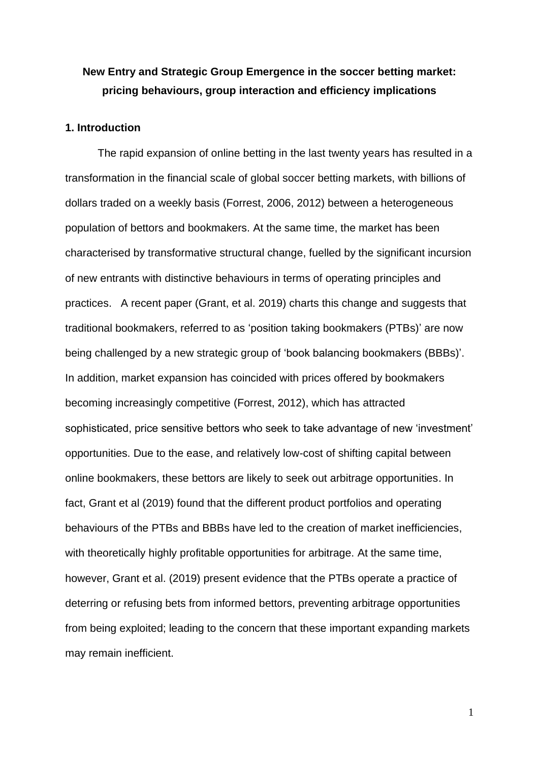# New Entry and Strategic Group Emergence in the soccer betting market: pricing behaviours, group interaction and efficiency implications

## 1. Introduction

The rapid expansion of online betting in the last twenty years has resulted in a transformation in the financial scale of global soccer betting markets, with billions of dollars traded on a weekly basis (Forrest, 2006, 2012) between a heterogeneous population of bettors and bookmakers. At the same time, the market has been characterised by transformative structural change, fuelled by the significant incursion of new entrants with distinctive behaviours in terms of operating principles and practices. A recent paper (Grant, et al. 2019) charts this change and suggests that traditional bookmakers, referred to as 'position taking bookmakers (PTBs)' are now being challenged by a new strategic group of 'book balancing bookmakers (BBBs)'. In addition, market expansion has coincided with prices offered by bookmakers becoming increasingly competitive (Forrest, 2012), which has attracted sophisticated, price sensitive bettors who seek to take advantage of new 'investment' opportunities. Due to the ease, and relatively low-cost of shifting capital between online bookmakers, these bettors are likely to seek out arbitrage opportunities. In fact, Grant et al (2019) found that the different product portfolios and operating behaviours of the PTBs and BBBs have led to the creation of market inefficiencies, with theoretically highly profitable opportunities for arbitrage. At the same time, however, Grant et al. (2019) present evidence that the PTBs operate a practice of deterring or refusing bets from informed bettors, preventing arbitrage opportunities from being exploited; leading to the concern that these important expanding markets may remain inefficient.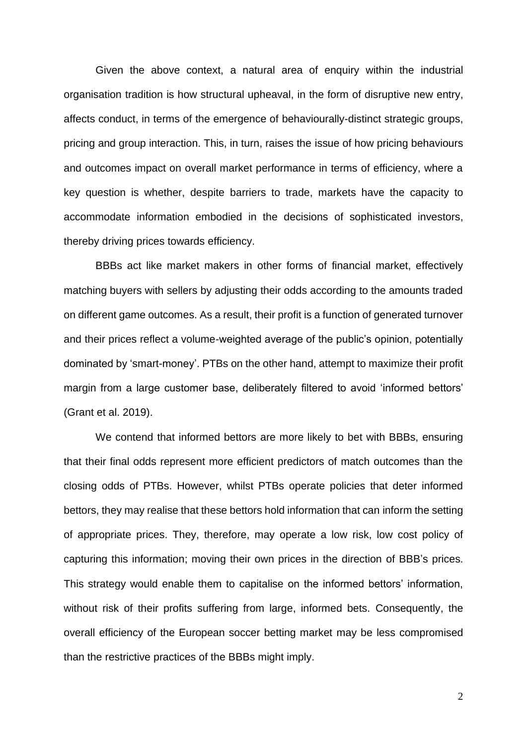Given the above context, a natural area of enquiry within the industrial organisation tradition is how structural upheaval, in the form of disruptive new entry, affects conduct, in terms of the emergence of behaviourally-distinct strategic groups, pricing and group interaction. This, in turn, raises the issue of how pricing behaviours and outcomes impact on overall market performance in terms of efficiency, where a key question is whether, despite barriers to trade, markets have the capacity to accommodate information embodied in the decisions of sophisticated investors, thereby driving prices towards efficiency.

BBBs act like market makers in other forms of financial market, effectively matching buyers with sellers by adjusting their odds according to the amounts traded on different game outcomes. As a result, their profit is a function of generated turnover and their prices reflect a volume-weighted average of the public's opinion, potentially dominated by 'smart-money'. PTBs on the other hand, attempt to maximize their profit margin from a large customer base, deliberately filtered to avoid 'informed bettors' (Grant et al. 2019).

We contend that informed bettors are more likely to bet with BBBs, ensuring that their final odds represent more efficient predictors of match outcomes than the closing odds of PTBs. However, whilst PTBs operate policies that deter informed bettors, they may realise that these bettors hold information that can inform the setting of appropriate prices. They, therefore, may operate a low risk, low cost policy of capturing this information; moving their own prices in the direction of BBB's prices. This strategy would enable them to capitalise on the informed bettors' information, without risk of their profits suffering from large, informed bets. Consequently, the overall efficiency of the European soccer betting market may be less compromised than the restrictive practices of the BBBs might imply.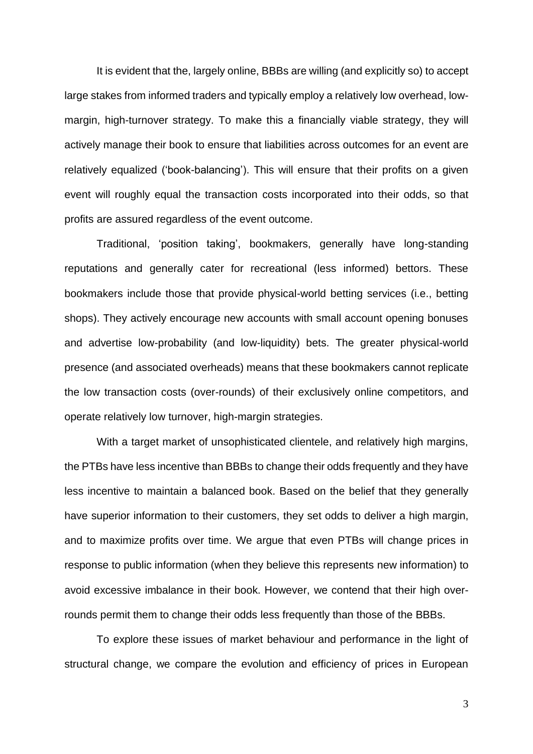It is evident that the, largely online, BBBs are willing (and explicitly so) to accept large stakes from informed traders and typically employ a relatively low overhead, low-margin, high-turnover strategy. To make this a financially viable strategy, they will actively manage their book to ensure that liabilities across outcomes for an event are relatively equalized ('book-balancing'). This will ensure that their profits on a given event will roughly equal the transaction costs incorporated into their odds, so that profits are assured regardless of the event outcome.

Traditional, 'position taking', bookmakers, generally have long-standing reputations and generally cater for recreational (less informed) bettors. These bookmakers include those that provide physical-world betting services (i.e., betting shops). They actively encourage new accounts with small account opening bonuses and advertise low-probability (and low-liquidity) bets. The greater physical-world presence (and associated overheads) means that these bookmakers cannot replicate the low transaction costs (over-rounds) of their exclusively online competitors, and operate relatively low turnover, high-margin strategies.

With a target market of unsophisticated clientele, and relatively high margins, the PTBs have less incentive than BBBs to change their odds frequently and they have less incentive to maintain a balanced book. Based on the belief that they generally have superior information to their customers, they set odds to deliver a high margin, and to maximize profits over time. We argue that even PTBs will change prices in response to public information (when they believe this represents new information) to avoid excessive imbalance in their book. However, we contend that their high over-rounds permit them to change their odds less frequently than those of the BBBs.

To explore these issues of market behaviour and performance in the light of structural change, we compare the evolution and efficiency of prices in European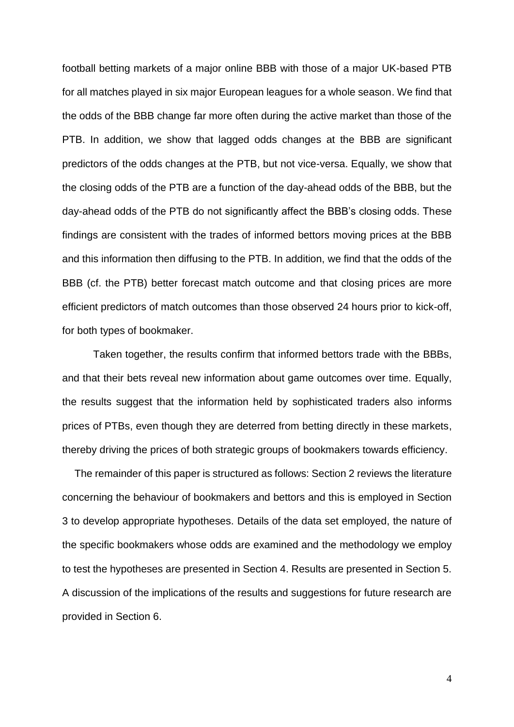football betting markets of a major online BBB with those of a major UK-based PTB for all matches played in six major European leagues for a whole season. We find that the odds of the BBB change far more often during the active market than those of the PTB. In addition, we show that lagged odds changes at the BBB are significant predictors of the odds changes at the PTB, but not vice-versa. Equally, we show that the closing odds of the PTB are a function of the day-ahead odds of the BBB, but the day-ahead odds of the PTB do not significantly affect the BBB's closing odds. These findings are consistent with the trades of informed bettors moving prices at the BBB and this information then diffusing to the PTB. In addition, we find that the odds of the BBB (cf. the PTB) better forecast match outcome and that closing prices are more efficient predictors of match outcomes than those observed 24 hours prior to kick-off, for both types of bookmaker.

Taken together, the results confirm that informed bettors trade with the BBBs, and that their bets reveal new information about game outcomes over time. Equally, the results suggest that the information held by sophisticated traders also informs prices of PTBs, even though they are deterred from betting directly in these markets, thereby driving the prices of both strategic groups of bookmakers towards efficiency.

The remainder of this paper is structured as follows: Section 2 reviews the literature concerning the behaviour of bookmakers and bettors and this is employed in Section 3 to develop appropriate hypotheses. Details of the data set employed, the nature of the specific bookmakers whose odds are examined and the methodology we employ to test the hypotheses are presented in Section 4. Results are presented in Section 5. A discussion of the implications of the results and suggestions for future research are provided in Section 6.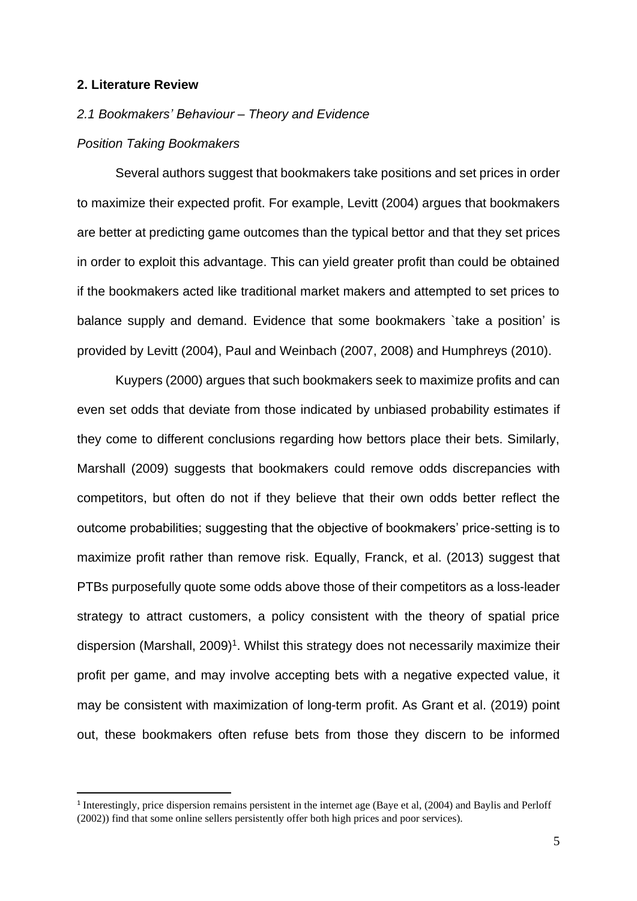## 2. Literature Review

### *2.1 Bookmakers' Behaviour – Theory and Evidence*

#### *Position Taking Bookmakers*

Several authors suggest that bookmakers take positions and set prices in order to maximize their expected profit. For example, Levitt (2004) argues that bookmakers are better at predicting game outcomes than the typical bettor and that they set prices in order to exploit this advantage. This can yield greater profit than could be obtained if the bookmakers acted like traditional market makers and attempted to set prices to balance supply and demand. Evidence that some bookmakers `take a position' is provided by Levitt (2004), Paul and Weinbach (2007, 2008) and Humphreys (2010).

Kuypers (2000) argues that such bookmakers seek to maximize profits and can even set odds that deviate from those indicated by unbiased probability estimates if they come to different conclusions regarding how bettors place their bets. Similarly, Marshall (2009) suggests that bookmakers could remove odds discrepancies with competitors, but often do not if they believe that their own odds better reflect the outcome probabilities; suggesting that the objective of bookmakers' price-setting is to maximize profit rather than remove risk. Equally, Franck, et al. (2013) suggest that PTBs purposefully quote some odds above those of their competitors as a loss-leader strategy to attract customers, a policy consistent with the theory of spatial price dispersion (Marshall, 2009)[1]. Whilst this strategy does not necessarily maximize their profit per game, and may involve accepting bets with a negative expected value, it may be consistent with maximization of long-term profit. As Grant et al. (2019) point out, these bookmakers often refuse bets from those they discern to be informed

[1] Interestingly, price dispersion remains persistent in the internet age (Baye et al, (2004) and Baylis and Perloff (2002)) find that some online sellers persistently offer both high prices and poor services).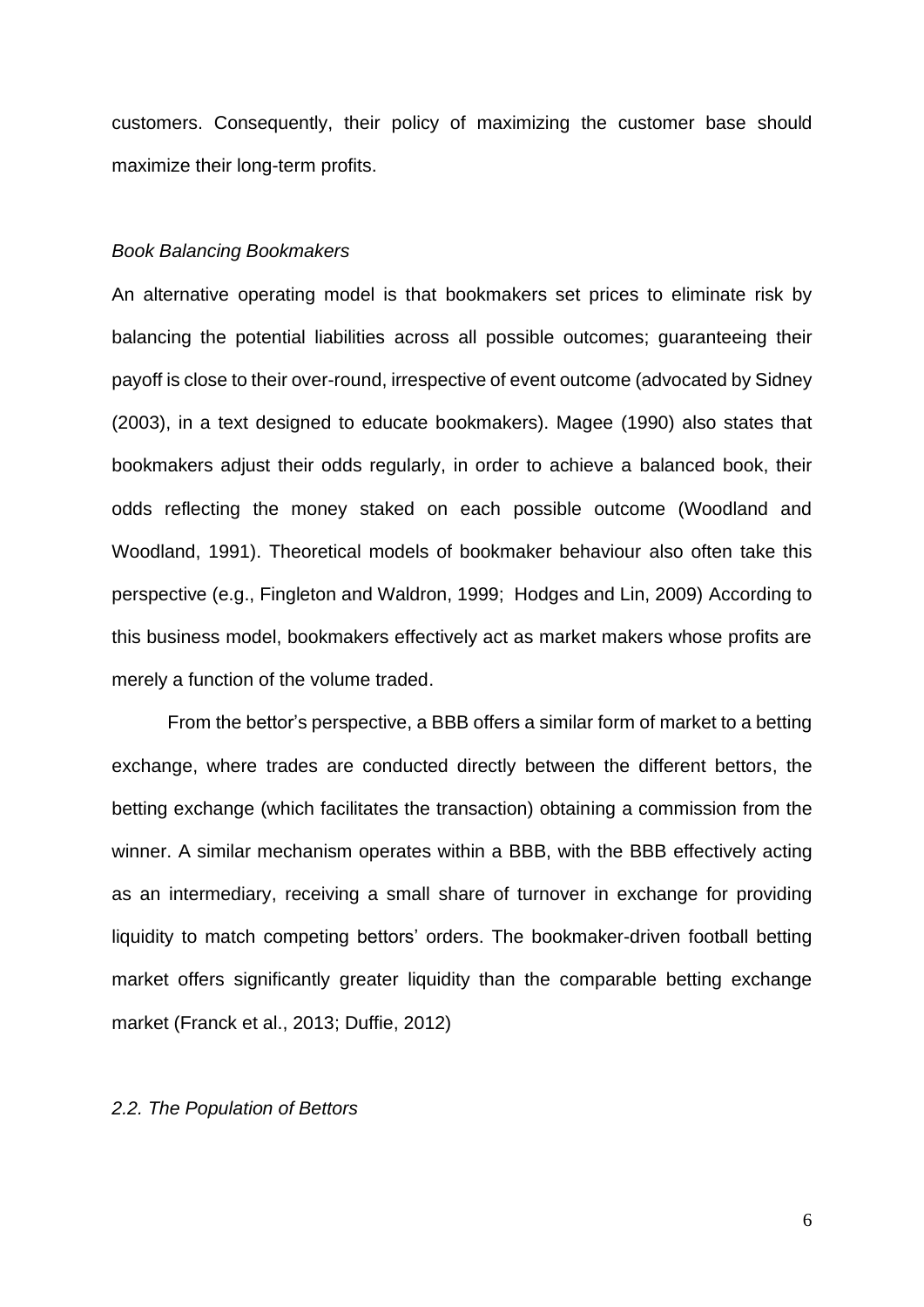customers. Consequently, their policy of maximizing the customer base should maximize their long-term profits.

*Book Balancing Bookmakers*

An alternative operating model is that bookmakers set prices to eliminate risk by balancing the potential liabilities across all possible outcomes; guaranteeing their payoff is close to their over-round, irrespective of event outcome (advocated by Sidney (2003), in a text designed to educate bookmakers). Magee (1990) also states that bookmakers adjust their odds regularly, in order to achieve a balanced book, their odds reflecting the money staked on each possible outcome (Woodland and Woodland, 1991). Theoretical models of bookmaker behaviour also often take this perspective (e.g., Fingleton and Waldron, 1999; Hodges and Lin, 2009) According to this business model, bookmakers effectively act as market makers whose profits are merely a function of the volume traded.

From the bettor's perspective, a BBB offers a similar form of market to a betting exchange, where trades are conducted directly between the different bettors, the betting exchange (which facilitates the transaction) obtaining a commission from the winner. A similar mechanism operates within a BBB, with the BBB effectively acting as an intermediary, receiving a small share of turnover in exchange for providing liquidity to match competing bettors' orders. The bookmaker-driven football betting market offers significantly greater liquidity than the comparable betting exchange market (Franck et al., 2013; Duffie, 2012)

*2.2. The Population of Bettors*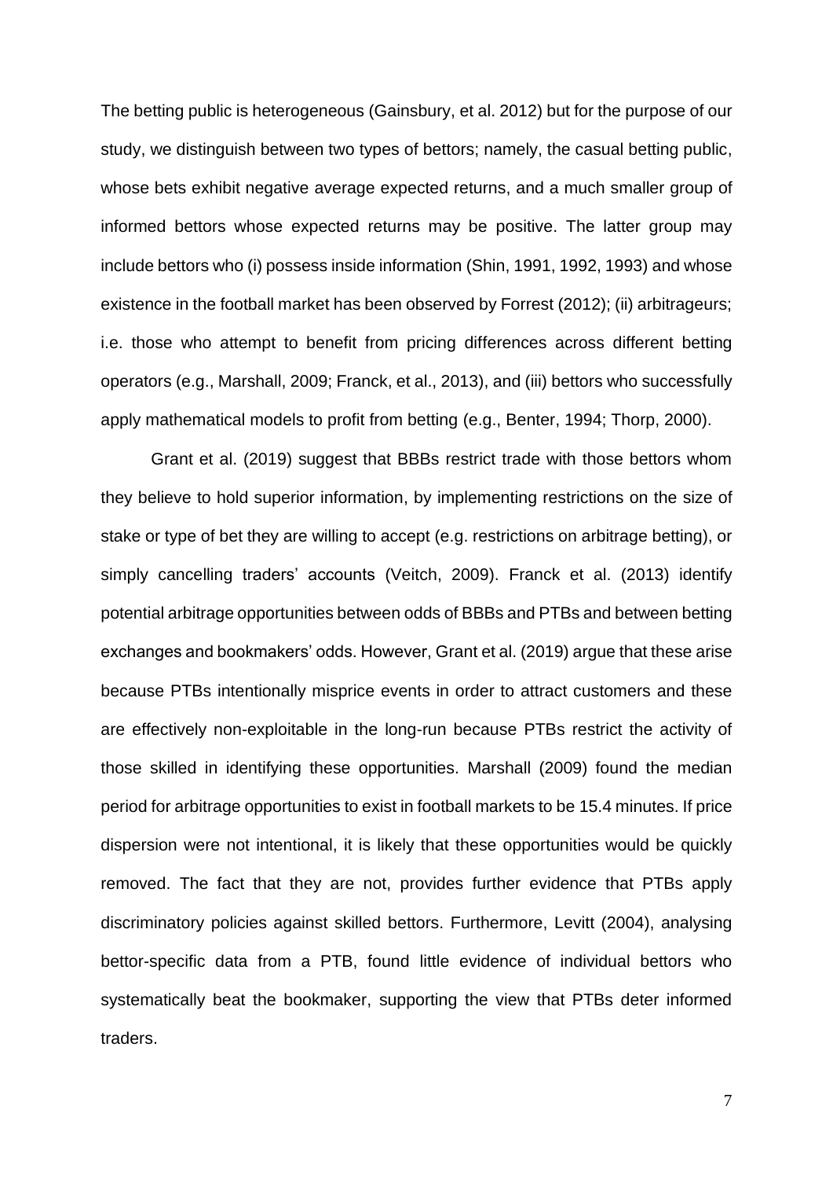The betting public is heterogeneous (Gainsbury, et al. 2012) but for the purpose of our study, we distinguish between two types of bettors; namely, the casual betting public, whose bets exhibit negative average expected returns, and a much smaller group of informed bettors whose expected returns may be positive. The latter group may include bettors who (i) possess inside information (Shin, 1991, 1992, 1993) and whose existence in the football market has been observed by Forrest (2012); (ii) arbitrageurs; i.e. those who attempt to benefit from pricing differences across different betting operators (e.g., Marshall, 2009; Franck, et al., 2013), and (iii) bettors who successfully apply mathematical models to profit from betting (e.g., Benter, 1994; Thorp, 2000).

Grant et al. (2019) suggest that BBBs restrict trade with those bettors whom they believe to hold superior information, by implementing restrictions on the size of stake or type of bet they are willing to accept (e.g. restrictions on arbitrage betting), or simply cancelling traders' accounts (Veitch, 2009). Franck et al. (2013) identify potential arbitrage opportunities between odds of BBBs and PTBs and between betting exchanges and bookmakers' odds. However, Grant et al. (2019) argue that these arise because PTBs intentionally misprice events in order to attract customers and these are effectively non-exploitable in the long-run because PTBs restrict the activity of those skilled in identifying these opportunities. Marshall (2009) found the median period for arbitrage opportunities to exist in football markets to be 15.4 minutes. If price dispersion were not intentional, it is likely that these opportunities would be quickly removed. The fact that they are not, provides further evidence that PTBs apply discriminatory policies against skilled bettors. Furthermore, Levitt (2004), analysing bettor-specific data from a PTB, found little evidence of individual bettors who systematically beat the bookmaker, supporting the view that PTBs deter informed traders.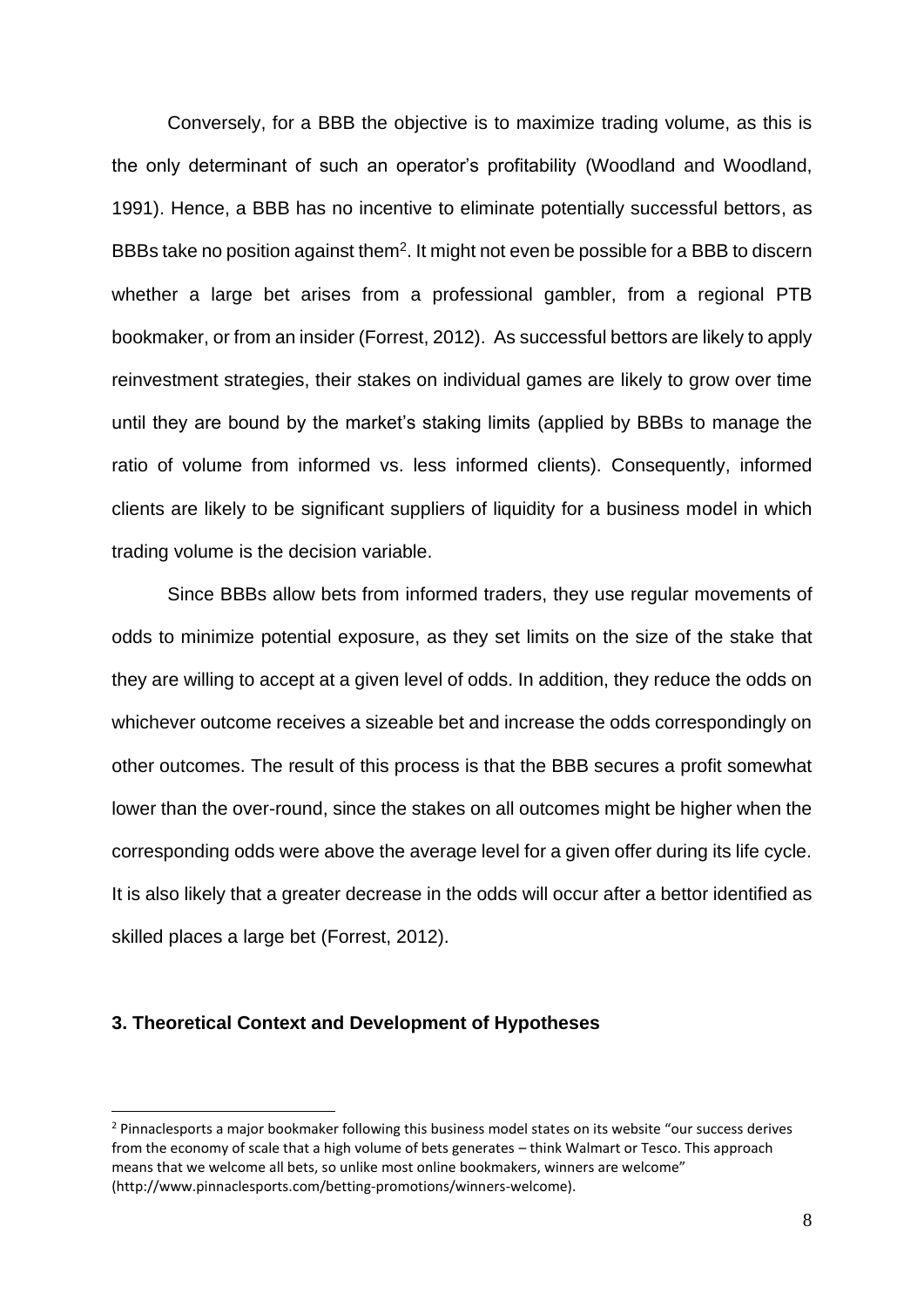Conversely, for a BBB the objective is to maximize trading volume, as this is the only determinant of such an operator's profitability (Woodland and Woodland, 1991). Hence, a BBB has no incentive to eliminate potentially successful bettors, as BBBs take no position against them[2]. It might not even be possible for a BBB to discern whether a large bet arises from a professional gambler, from a regional PTB bookmaker, or from an insider (Forrest, 2012). As successful bettors are likely to apply reinvestment strategies, their stakes on individual games are likely to grow over time until they are bound by the market's staking limits (applied by BBBs to manage the ratio of volume from informed vs. less informed clients). Consequently, informed clients are likely to be significant suppliers of liquidity for a business model in which trading volume is the decision variable.

Since BBBs allow bets from informed traders, they use regular movements of odds to minimize potential exposure, as they set limits on the size of the stake that they are willing to accept at a given level of odds. In addition, they reduce the odds on whichever outcome receives a sizeable bet and increase the odds correspondingly on other outcomes. The result of this process is that the BBB secures a profit somewhat lower than the over-round, since the stakes on all outcomes might be higher when the corresponding odds were above the average level for a given offer during its life cycle. It is also likely that a greater decrease in the odds will occur after a bettor identified as skilled places a large bet (Forrest, 2012).

## 3. Theoretical Context and Development of Hypotheses

[2] Pinnaclesports a major bookmaker following this business model states on its website "our success derives from the economy of scale that a high volume of bets generates – think Walmart or Tesco. This approach means that we welcome all bets, so unlike most online bookmakers, winners are welcome" (http://www.pinnaclesports.com/betting-promotions/winners-welcome).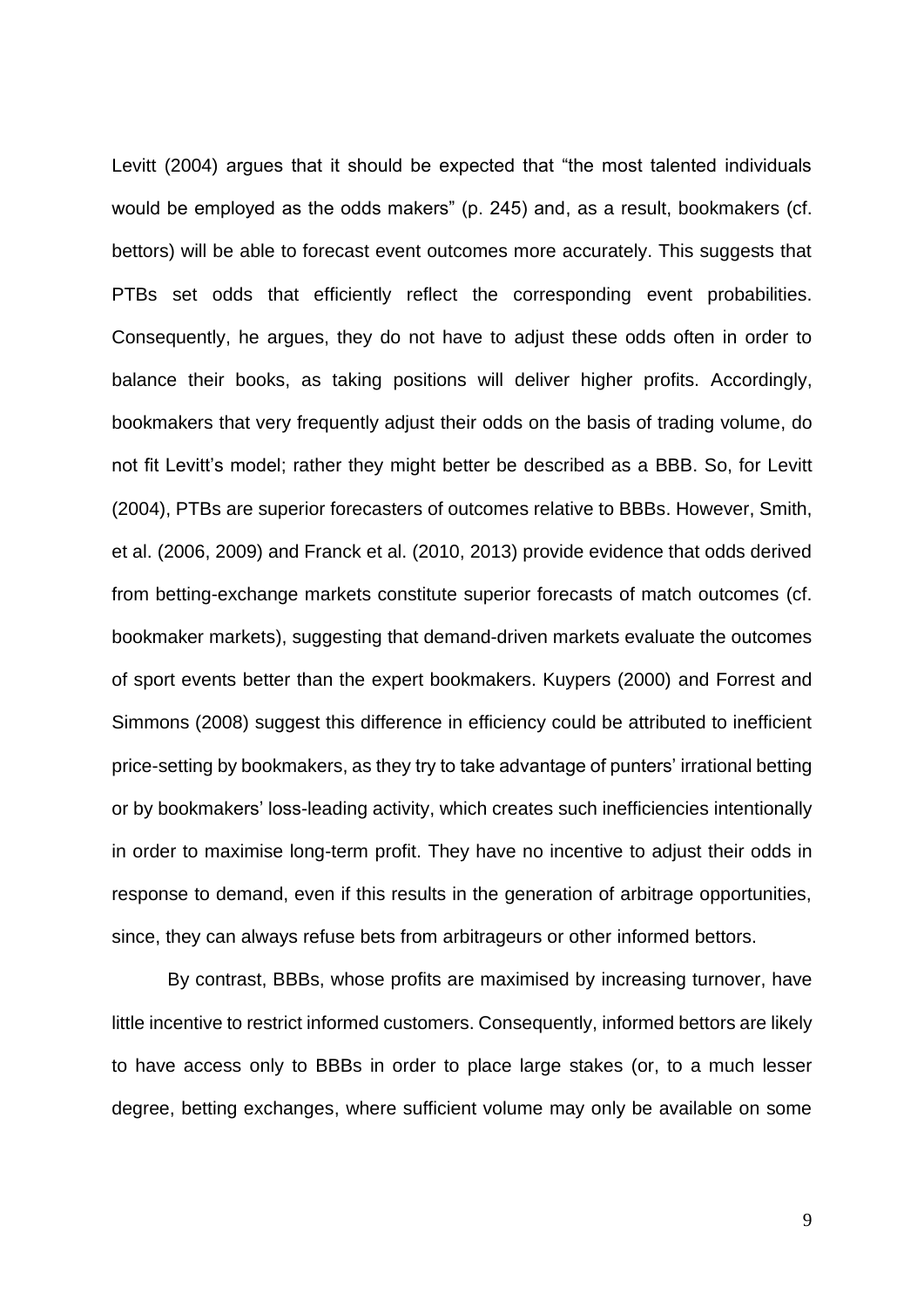Levitt (2004) argues that it should be expected that "the most talented individuals would be employed as the odds makers" (p. 245) and, as a result, bookmakers (cf. bettors) will be able to forecast event outcomes more accurately. This suggests that PTBs set odds that efficiently reflect the corresponding event probabilities. Consequently, he argues, they do not have to adjust these odds often in order to balance their books, as taking positions will deliver higher profits. Accordingly, bookmakers that very frequently adjust their odds on the basis of trading volume, do not fit Levitt's model; rather they might better be described as a BBB. So, for Levitt (2004), PTBs are superior forecasters of outcomes relative to BBBs. However, Smith, et al. (2006, 2009) and Franck et al. (2010, 2013) provide evidence that odds derived from betting-exchange markets constitute superior forecasts of match outcomes (cf. bookmaker markets), suggesting that demand-driven markets evaluate the outcomes of sport events better than the expert bookmakers. Kuypers (2000) and Forrest and Simmons (2008) suggest this difference in efficiency could be attributed to inefficient price-setting by bookmakers, as they try to take advantage of punters' irrational betting or by bookmakers' loss-leading activity, which creates such inefficiencies intentionally in order to maximise long-term profit. They have no incentive to adjust their odds in response to demand, even if this results in the generation of arbitrage opportunities, since, they can always refuse bets from arbitrageurs or other informed bettors.

By contrast, BBBs, whose profits are maximised by increasing turnover, have little incentive to restrict informed customers. Consequently, informed bettors are likely to have access only to BBBs in order to place large stakes (or, to a much lesser degree, betting exchanges, where sufficient volume may only be available on some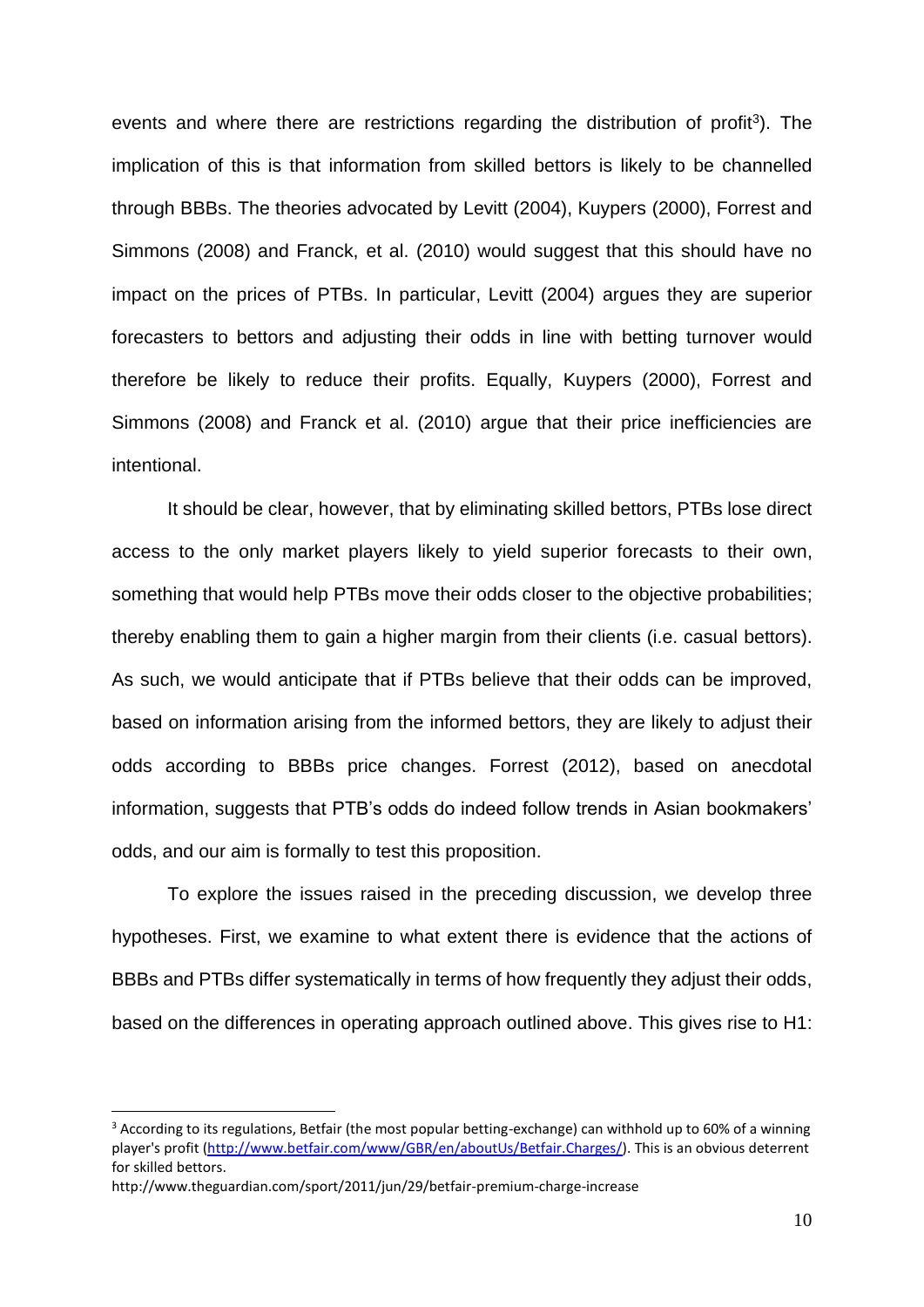events and where there are restrictions regarding the distribution of profit[3]). The implication of this is that information from skilled bettors is likely to be channelled through BBBs. The theories advocated by Levitt (2004), Kuypers (2000), Forrest and Simmons (2008) and Franck, et al. (2010) would suggest that this should have no impact on the prices of PTBs. In particular, Levitt (2004) argues they are superior forecasters to bettors and adjusting their odds in line with betting turnover would therefore be likely to reduce their profits. Equally, Kuypers (2000), Forrest and Simmons (2008) and Franck et al. (2010) argue that their price inefficiencies are intentional.

It should be clear, however, that by eliminating skilled bettors, PTBs lose direct access to the only market players likely to yield superior forecasts to their own, something that would help PTBs move their odds closer to the objective probabilities; thereby enabling them to gain a higher margin from their clients (i.e. casual bettors). As such, we would anticipate that if PTBs believe that their odds can be improved, based on information arising from the informed bettors, they are likely to adjust their odds according to BBBs price changes. Forrest (2012), based on anecdotal information, suggests that PTB's odds do indeed follow trends in Asian bookmakers' odds, and our aim is formally to test this proposition.

To explore the issues raised in the preceding discussion, we develop three hypotheses. First, we examine to what extent there is evidence that the actions of BBBs and PTBs differ systematically in terms of how frequently they adjust their odds, based on the differences in operating approach outlined above. This gives rise to H1:

---

[3] According to its regulations, Betfair (the most popular betting-exchange) can withhold up to 60% of a winning player's profit (http://www.betfair.com/www/GBR/en/aboutUs/Betfair.Charges/). This is an obvious deterrent for skilled bettors.

http://www.theguardian.com/sport/2011/jun/29/betfair-premium-charge-increase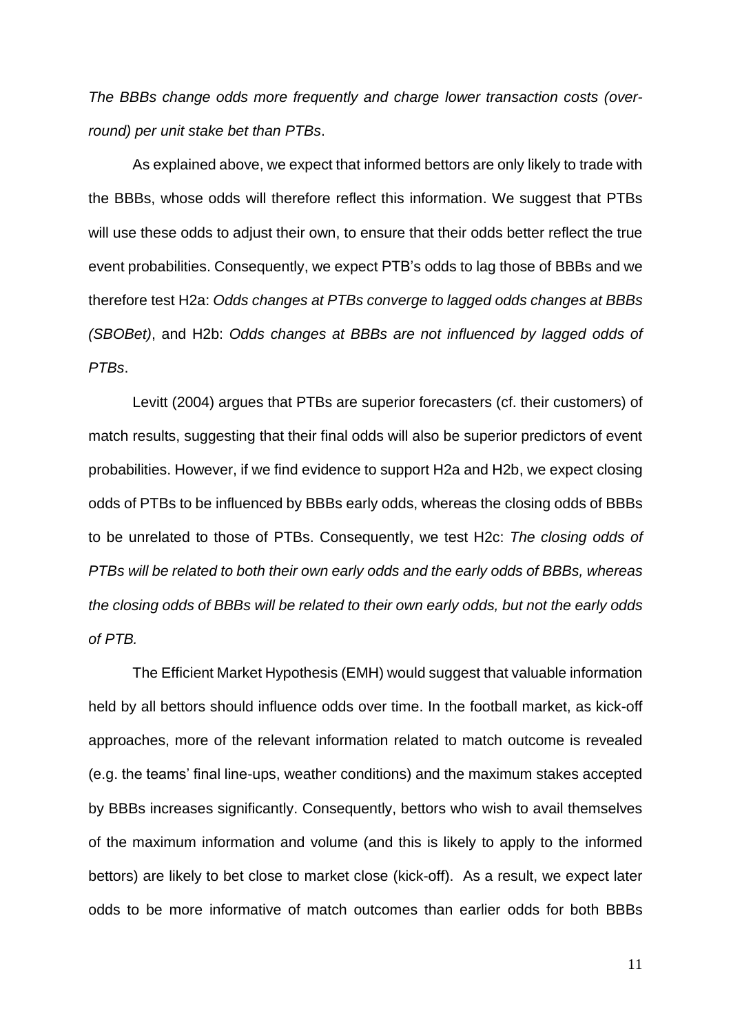*The BBBs change odds more frequently and charge lower transaction costs (over-round) per unit stake bet than PTBs*.

As explained above, we expect that informed bettors are only likely to trade with the BBBs, whose odds will therefore reflect this information. We suggest that PTBs will use these odds to adjust their own, to ensure that their odds better reflect the true event probabilities. Consequently, we expect PTB's odds to lag those of BBBs and we therefore test H2a: *Odds changes at PTBs converge to lagged odds changes at BBBs (SBOBet)*, and H2b: *Odds changes at BBBs are not influenced by lagged odds of PTBs*.

Levitt (2004) argues that PTBs are superior forecasters (cf. their customers) of match results, suggesting that their final odds will also be superior predictors of event probabilities. However, if we find evidence to support H2a and H2b, we expect closing odds of PTBs to be influenced by BBBs early odds, whereas the closing odds of BBBs to be unrelated to those of PTBs. Consequently, we test H2c: *The closing odds of PTBs will be related to both their own early odds and the early odds of BBBs, whereas the closing odds of BBBs will be related to their own early odds, but not the early odds of PTB.*

The Efficient Market Hypothesis (EMH) would suggest that valuable information held by all bettors should influence odds over time. In the football market, as kick-off approaches, more of the relevant information related to match outcome is revealed (e.g. the teams' final line-ups, weather conditions) and the maximum stakes accepted by BBBs increases significantly. Consequently, bettors who wish to avail themselves of the maximum information and volume (and this is likely to apply to the informed bettors) are likely to bet close to market close (kick-off). As a result, we expect later odds to be more informative of match outcomes than earlier odds for both BBBs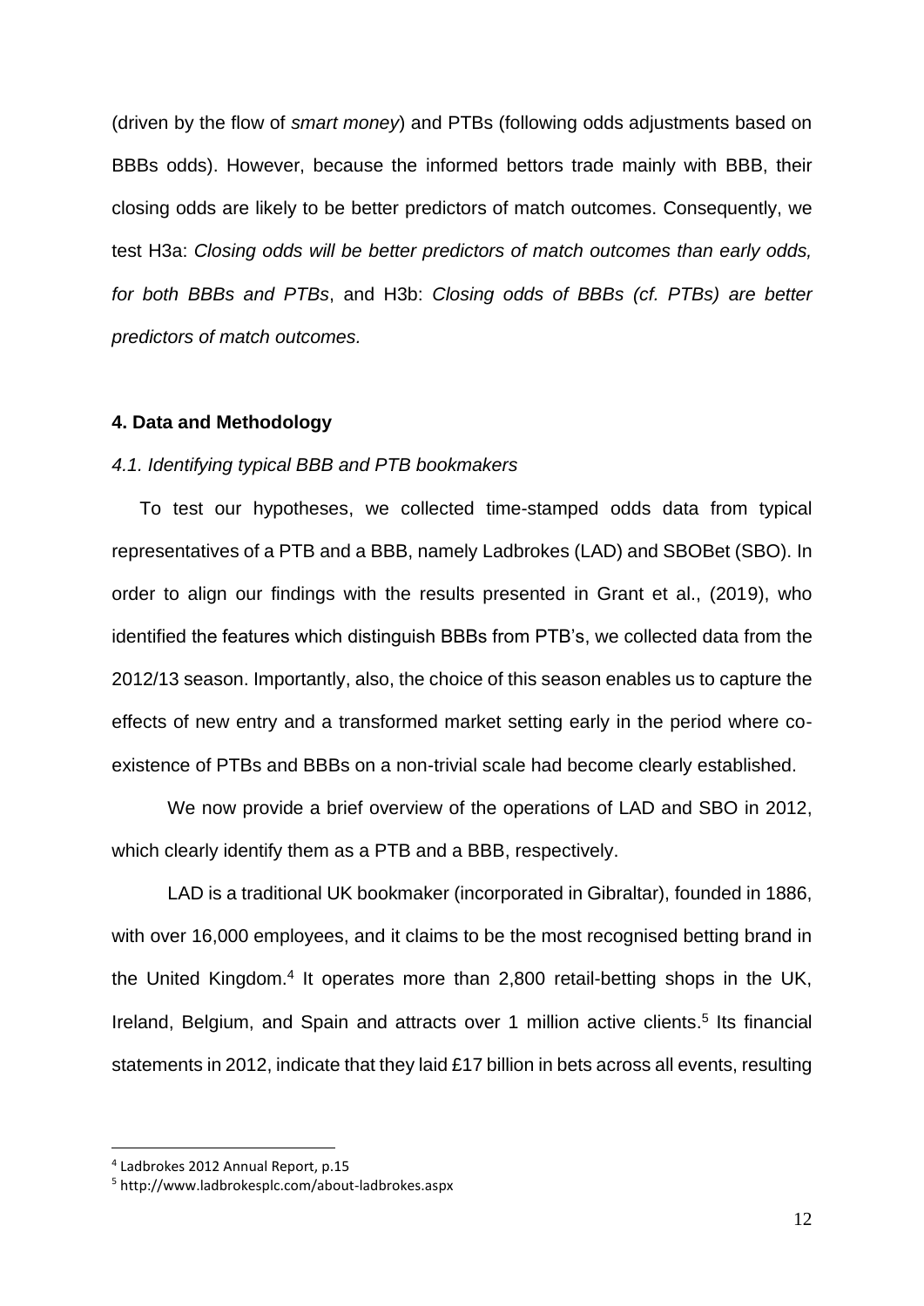(driven by the flow of *smart money*) and PTBs (following odds adjustments based on BBBs odds). However, because the informed bettors trade mainly with BBB, their closing odds are likely to be better predictors of match outcomes. Consequently, we test H3a: *Closing odds will be better predictors of match outcomes than early odds, for both BBBs and PTBs*, and H3b: *Closing odds of BBBs (cf. PTBs) are better predictors of match outcomes.*

## 4. Data and Methodology

### *4.1. Identifying typical BBB and PTB bookmakers*

To test our hypotheses, we collected time-stamped odds data from typical representatives of a PTB and a BBB, namely Ladbrokes (LAD) and SBOBet (SBO). In order to align our findings with the results presented in Grant et al., (2019), who identified the features which distinguish BBBs from PTB's, we collected data from the 2012/13 season. Importantly, also, the choice of this season enables us to capture the effects of new entry and a transformed market setting early in the period where co-existence of PTBs and BBBs on a non-trivial scale had become clearly established.

We now provide a brief overview of the operations of LAD and SBO in 2012, which clearly identify them as a PTB and a BBB, respectively.

LAD is a traditional UK bookmaker (incorporated in Gibraltar), founded in 1886, with over 16,000 employees, and it claims to be the most recognised betting brand in the United Kingdom.[4] It operates more than 2,800 retail-betting shops in the UK, Ireland, Belgium, and Spain and attracts over 1 million active clients.[5] Its financial statements in 2012, indicate that they laid £17 billion in bets across all events, resulting

---

[4] Ladbrokes 2012 Annual Report, p.15

[5] http://www.ladbrokesplc.com/about-ladbrokes.aspx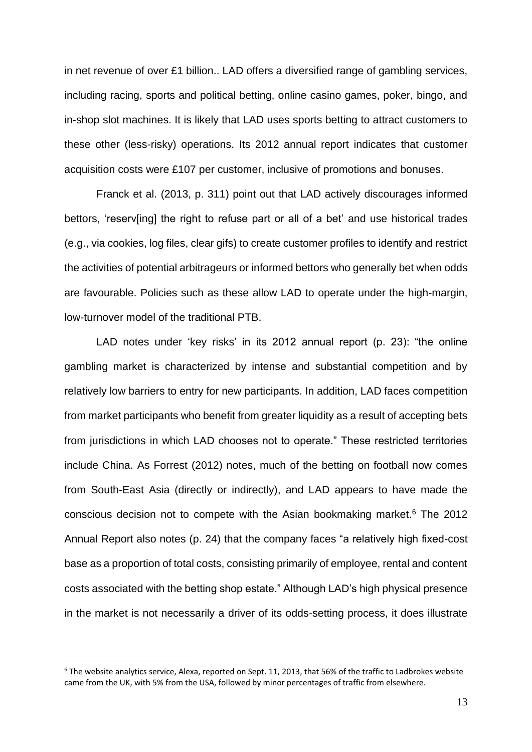in net revenue of over £1 billion.. LAD offers a diversified range of gambling services, including racing, sports and political betting, online casino games, poker, bingo, and in-shop slot machines. It is likely that LAD uses sports betting to attract customers to these other (less-risky) operations. Its 2012 annual report indicates that customer acquisition costs were £107 per customer, inclusive of promotions and bonuses.

Franck et al. (2013, p. 311) point out that LAD actively discourages informed bettors, 'reserv[ing] the right to refuse part or all of a bet' and use historical trades (e.g., via cookies, log files, clear gifs) to create customer profiles to identify and restrict the activities of potential arbitrageurs or informed bettors who generally bet when odds are favourable. Policies such as these allow LAD to operate under the high-margin, low-turnover model of the traditional PTB.

LAD notes under 'key risks' in its 2012 annual report (p. 23): "the online gambling market is characterized by intense and substantial competition and by relatively low barriers to entry for new participants. In addition, LAD faces competition from market participants who benefit from greater liquidity as a result of accepting bets from jurisdictions in which LAD chooses not to operate." These restricted territories include China. As Forrest (2012) notes, much of the betting on football now comes from South-East Asia (directly or indirectly), and LAD appears to have made the conscious decision not to compete with the Asian bookmaking market.[6] The 2012 Annual Report also notes (p. 24) that the company faces "a relatively high fixed-cost base as a proportion of total costs, consisting primarily of employee, rental and content costs associated with the betting shop estate." Although LAD's high physical presence in the market is not necessarily a driver of its odds-setting process, it does illustrate

[6] The website analytics service, Alexa, reported on Sept. 11, 2013, that 56% of the traffic to Ladbrokes website came from the UK, with 5% from the USA, followed by minor percentages of traffic from elsewhere.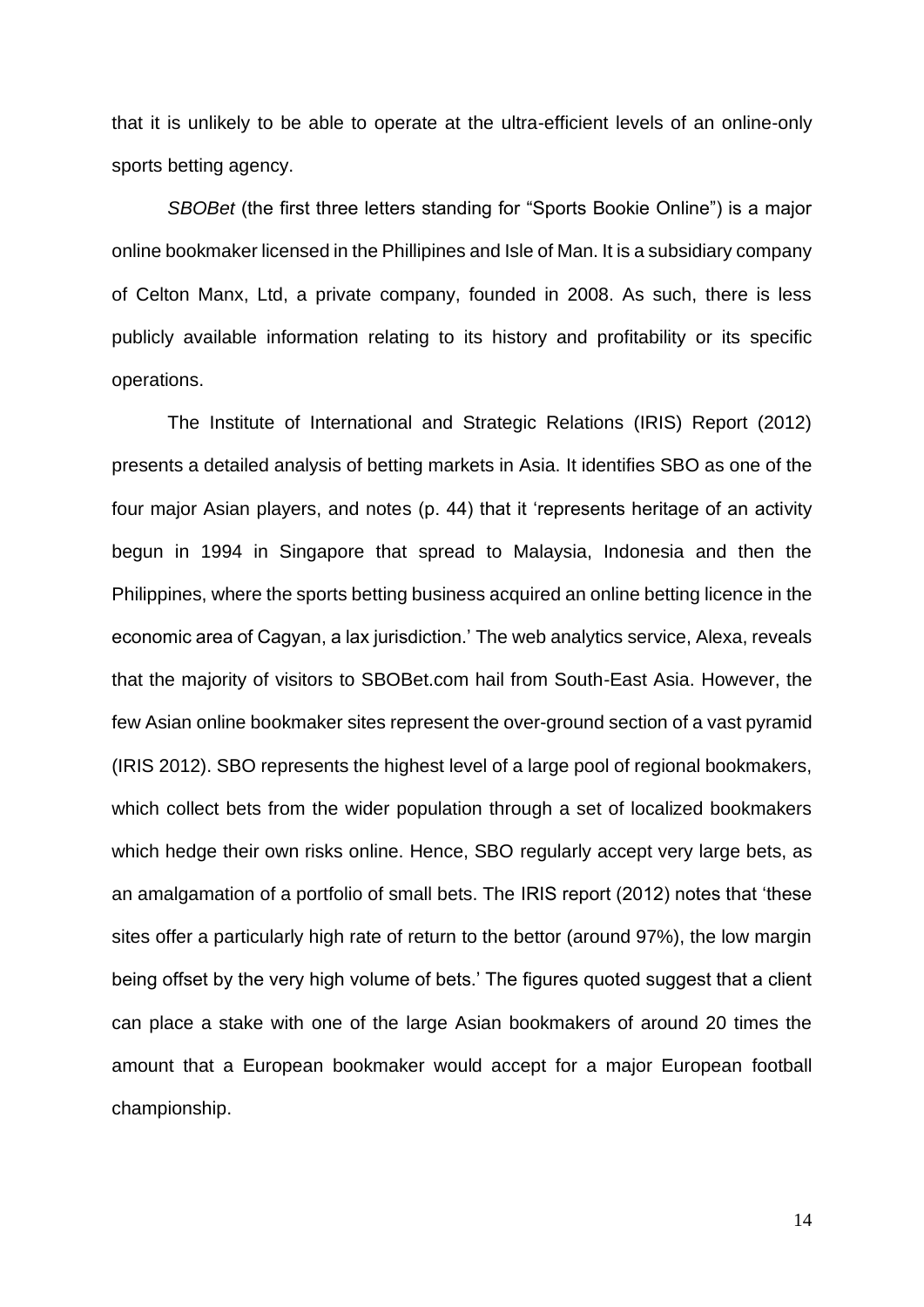that it is unlikely to be able to operate at the ultra-efficient levels of an online-only sports betting agency.

*SBOBet* (the first three letters standing for "Sports Bookie Online") is a major online bookmaker licensed in the Phillipines and Isle of Man. It is a subsidiary company of Celton Manx, Ltd, a private company, founded in 2008. As such, there is less publicly available information relating to its history and profitability or its specific operations.

The Institute of International and Strategic Relations (IRIS) Report (2012) presents a detailed analysis of betting markets in Asia. It identifies SBO as one of the four major Asian players, and notes (p. 44) that it 'represents heritage of an activity begun in 1994 in Singapore that spread to Malaysia, Indonesia and then the Philippines, where the sports betting business acquired an online betting licence in the economic area of Cagyan, a lax jurisdiction.' The web analytics service, Alexa, reveals that the majority of visitors to SBOBet.com hail from South-East Asia. However, the few Asian online bookmaker sites represent the over-ground section of a vast pyramid (IRIS 2012). SBO represents the highest level of a large pool of regional bookmakers, which collect bets from the wider population through a set of localized bookmakers which hedge their own risks online. Hence, SBO regularly accept very large bets, as an amalgamation of a portfolio of small bets. The IRIS report (2012) notes that 'these sites offer a particularly high rate of return to the bettor (around 97%), the low margin being offset by the very high volume of bets.' The figures quoted suggest that a client can place a stake with one of the large Asian bookmakers of around 20 times the amount that a European bookmaker would accept for a major European football championship.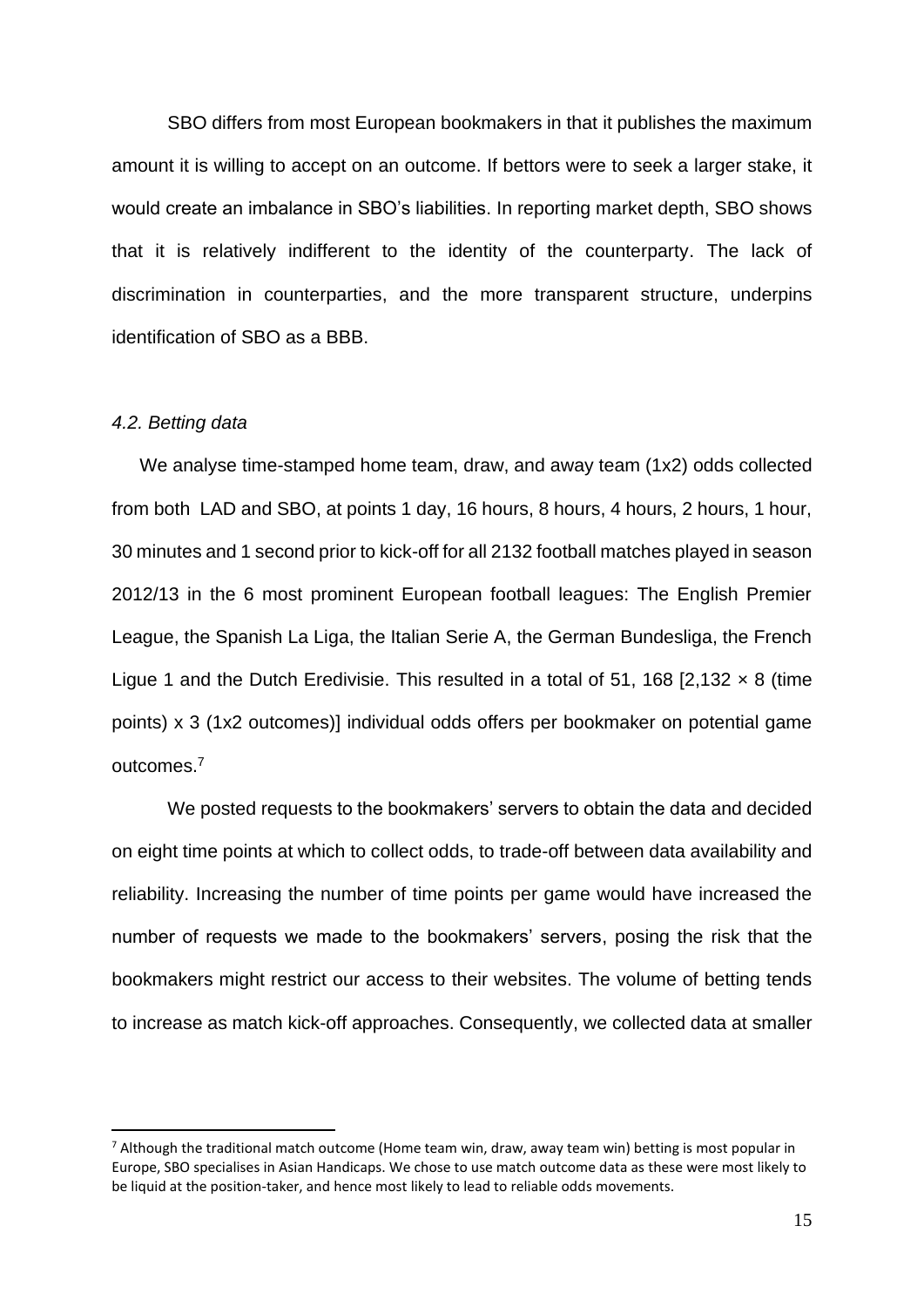SBO differs from most European bookmakers in that it publishes the maximum amount it is willing to accept on an outcome. If bettors were to seek a larger stake, it would create an imbalance in SBO's liabilities. In reporting market depth, SBO shows that it is relatively indifferent to the identity of the counterparty. The lack of discrimination in counterparties, and the more transparent structure, underpins identification of SBO as a BBB.

### *4.2. Betting data*

We analyse time-stamped home team, draw, and away team (1x2) odds collected from both LAD and SBO, at points 1 day, 16 hours, 8 hours, 4 hours, 2 hours, 1 hour, 30 minutes and 1 second prior to kick-off for all 2132 football matches played in season 2012/13 in the 6 most prominent European football leagues: The English Premier League, the Spanish La Liga, the Italian Serie A, the German Bundesliga, the French Ligue 1 and the Dutch Eredivisie. This resulted in a total of 51, 168 [2,132 × 8 (time points) x 3 (1x2 outcomes)] individual odds offers per bookmaker on potential game outcomes.[7]

We posted requests to the bookmakers' servers to obtain the data and decided on eight time points at which to collect odds, to trade-off between data availability and reliability. Increasing the number of time points per game would have increased the number of requests we made to the bookmakers' servers, posing the risk that the bookmakers might restrict our access to their websites. The volume of betting tends to increase as match kick-off approaches. Consequently, we collected data at smaller

[7] Although the traditional match outcome (Home team win, draw, away team win) betting is most popular in Europe, SBO specialises in Asian Handicaps. We chose to use match outcome data as these were most likely to be liquid at the position-taker, and hence most likely to lead to reliable odds movements.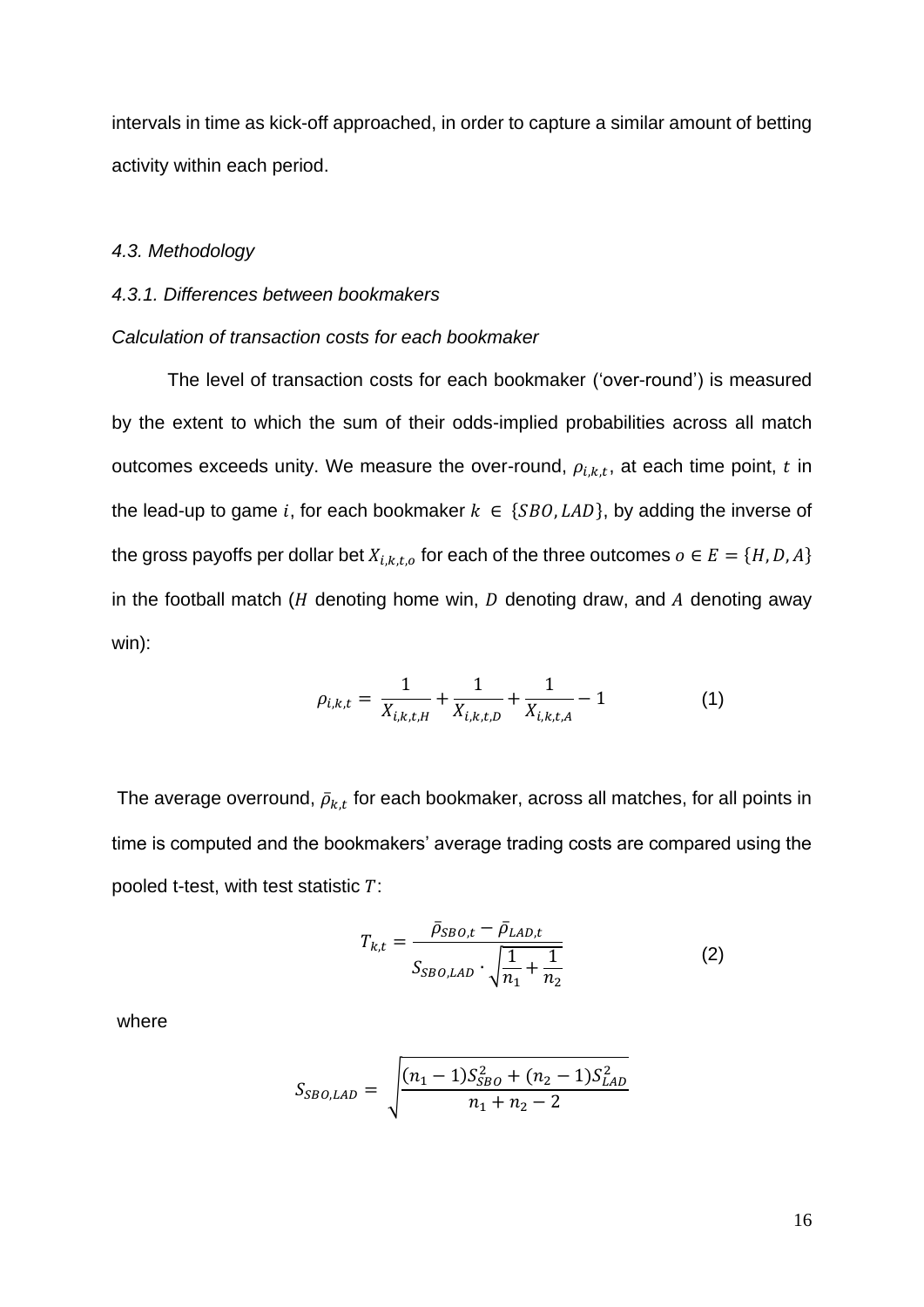intervals in time as kick-off approached, in order to capture a similar amount of betting activity within each period.

### *4.3. Methodology*

#### *4.3.1. Differences between bookmakers*

*Calculation of transaction costs for each bookmaker*

The level of transaction costs for each bookmaker ('over-round') is measured by the extent to which the sum of their odds-implied probabilities across all match outcomes exceeds unity. We measure the over-round, $\rho_{i,k,t}$, at each time point, $t$ in the lead-up to game $i$, for each bookmaker $k \in \{SBO, LAD\}$, by adding the inverse of the gross payoffs per dollar bet $X_{i,k,t,o}$ for each of the three outcomes $o \in E = \{H, D, A\}$ in the football match ($H$ denoting home win, $D$ denoting draw, and $A$ denoting away win):

$$\rho_{i,k,t} = \frac{1}{X_{i,k,t,H}} + \frac{1}{X_{i,k,t,D}} + \frac{1}{X_{i,k,t,A}} - 1 \qquad (1)$$

The average overround, $\bar{\rho}_{k,t}$ for each bookmaker, across all matches, for all points in time is computed and the bookmakers' average trading costs are compared using the pooled t-test, with test statistic $T$:

$$T_{k,t} = \frac{\bar{\rho}_{SBO,t} - \bar{\rho}_{LAD,t}}{S_{SBO,LAD} \cdot \sqrt{\dfrac{1}{n_1} + \dfrac{1}{n_2}}} \qquad (2)$$

where

$$S_{SBO,LAD} = \sqrt{\frac{(n_1 - 1)S_{SBO}^2 + (n_2 - 1)S_{LAD}^2}{n_1 + n_2 - 2}}$$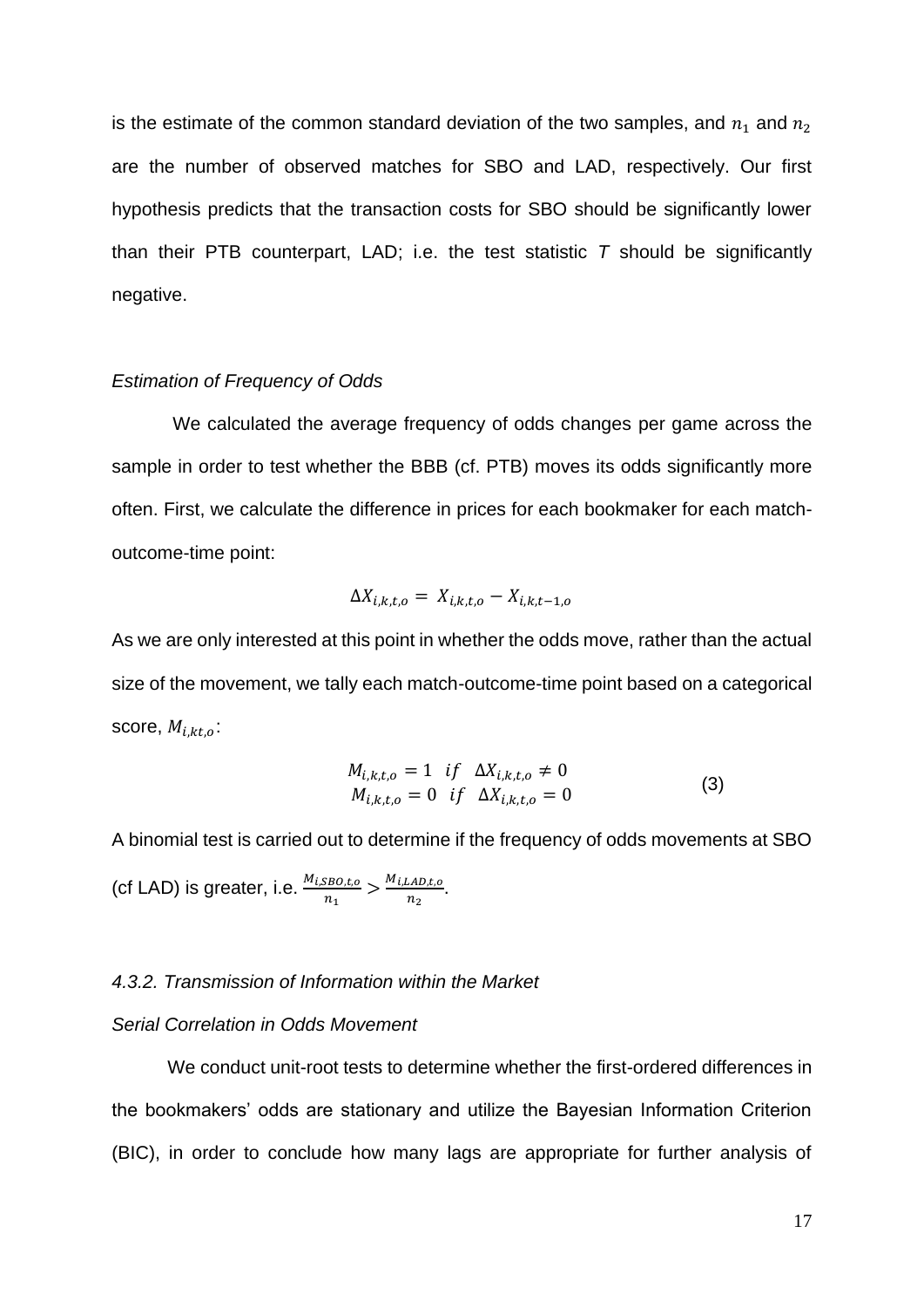is the estimate of the common standard deviation of the two samples, and $n_1$ and $n_2$ are the number of observed matches for SBO and LAD, respectively. Our first hypothesis predicts that the transaction costs for SBO should be significantly lower than their PTB counterpart, LAD; i.e. the test statistic *T* should be significantly negative.

*Estimation of Frequency of Odds*

We calculated the average frequency of odds changes per game across the sample in order to test whether the BBB (cf. PTB) moves its odds significantly more often. First, we calculate the difference in prices for each bookmaker for each match-outcome-time point:

$$\Delta X_{i,k,t,o} = X_{i,k,t,o} - X_{i,k,t-1,o}$$

As we are only interested at this point in whether the odds move, rather than the actual size of the movement, we tally each match-outcome-time point based on a categorical score, $M_{i,kt,o}$:

$$\begin{aligned} M_{i,k,t,o} &= 1 \quad if \quad \Delta X_{i,k,t,o} \neq 0 \\ M_{i,k,t,o} &= 0 \quad if \quad \Delta X_{i,k,t,o} = 0 \end{aligned} \tag{3}$$

A binomial test is carried out to determine if the frequency of odds movements at SBO (cf LAD) is greater, i.e. $\frac{M_{i,SBO,t,o}}{n_1} > \frac{M_{i,LAD,t,o}}{n_2}$.

*4.3.2. Transmission of Information within the Market*

*Serial Correlation in Odds Movement*

We conduct unit-root tests to determine whether the first-ordered differences in the bookmakers' odds are stationary and utilize the Bayesian Information Criterion (BIC), in order to conclude how many lags are appropriate for further analysis of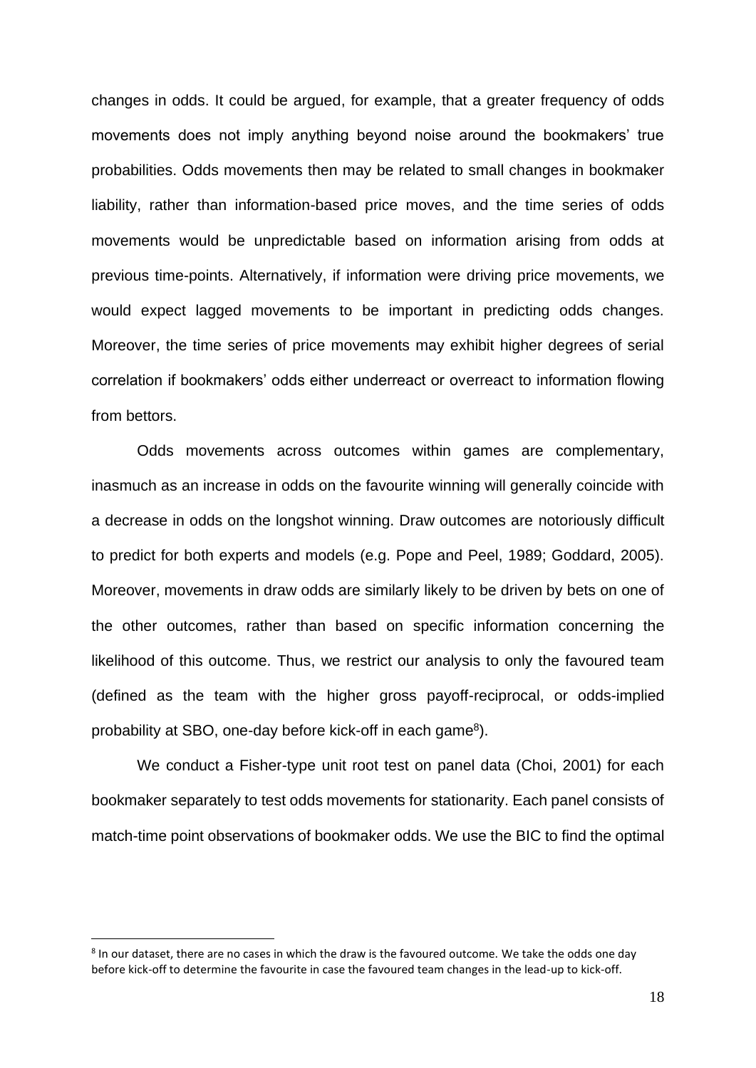changes in odds. It could be argued, for example, that a greater frequency of odds movements does not imply anything beyond noise around the bookmakers' true probabilities. Odds movements then may be related to small changes in bookmaker liability, rather than information-based price moves, and the time series of odds movements would be unpredictable based on information arising from odds at previous time-points. Alternatively, if information were driving price movements, we would expect lagged movements to be important in predicting odds changes. Moreover, the time series of price movements may exhibit higher degrees of serial correlation if bookmakers' odds either underreact or overreact to information flowing from bettors.

Odds movements across outcomes within games are complementary, inasmuch as an increase in odds on the favourite winning will generally coincide with a decrease in odds on the longshot winning. Draw outcomes are notoriously difficult to predict for both experts and models (e.g. Pope and Peel, 1989; Goddard, 2005). Moreover, movements in draw odds are similarly likely to be driven by bets on one of the other outcomes, rather than based on specific information concerning the likelihood of this outcome. Thus, we restrict our analysis to only the favoured team (defined as the team with the higher gross payoff-reciprocal, or odds-implied probability at SBO, one-day before kick-off in each game[8]).

We conduct a Fisher-type unit root test on panel data (Choi, 2001) for each bookmaker separately to test odds movements for stationarity. Each panel consists of match-time point observations of bookmaker odds. We use the BIC to find the optimal

[8] In our dataset, there are no cases in which the draw is the favoured outcome. We take the odds one day before kick-off to determine the favourite in case the favoured team changes in the lead-up to kick-off.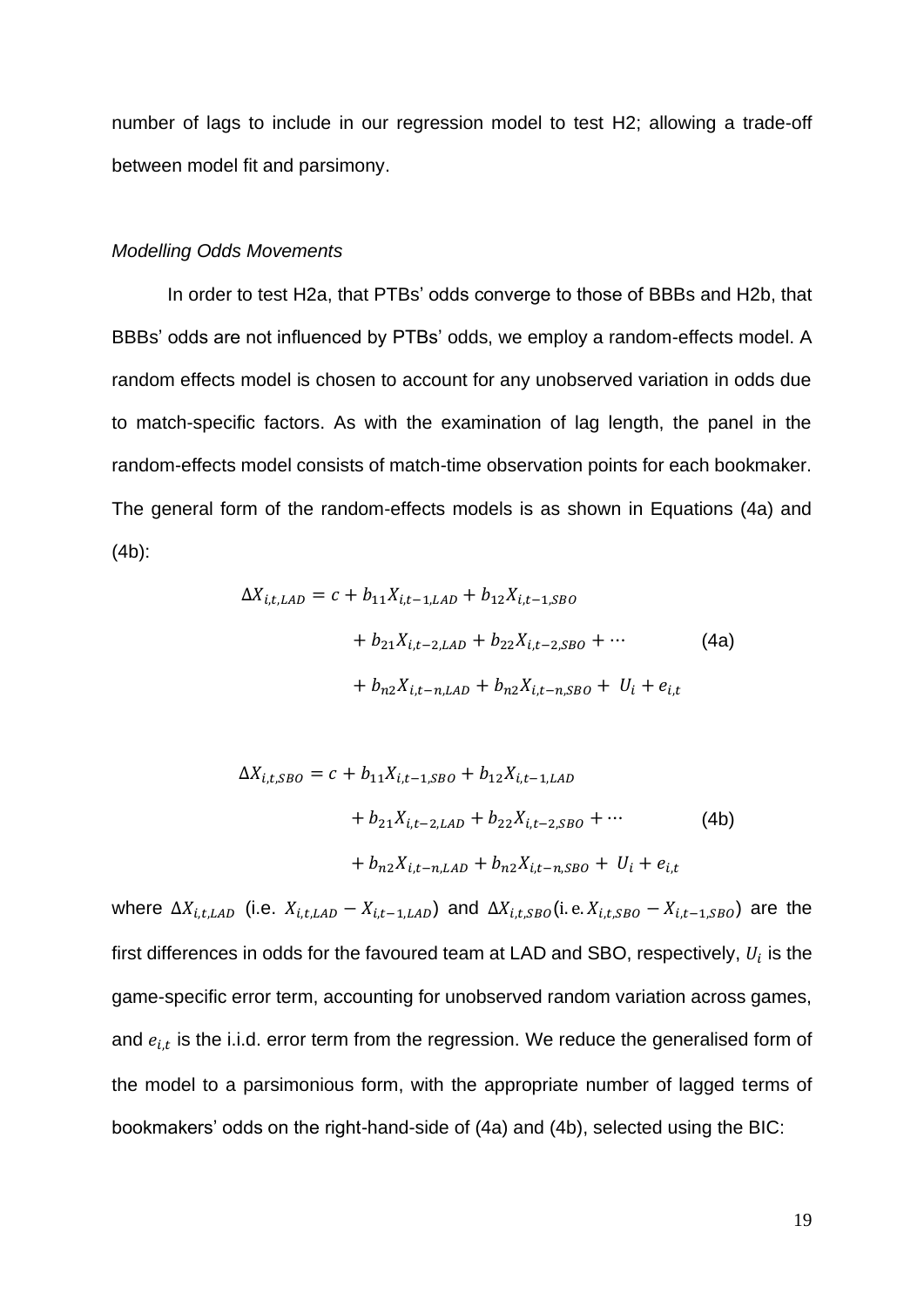number of lags to include in our regression model to test H2; allowing a trade-off between model fit and parsimony.

*Modelling Odds Movements*

In order to test H2a, that PTBs' odds converge to those of BBBs and H2b, that BBBs' odds are not influenced by PTBs' odds, we employ a random-effects model. A random effects model is chosen to account for any unobserved variation in odds due to match-specific factors. As with the examination of lag length, the panel in the random-effects model consists of match-time observation points for each bookmaker. The general form of the random-effects models is as shown in Equations (4a) and (4b):

$$\begin{aligned} \Delta X_{i,t,LAD} = c &+ b_{11}X_{i,t-1,LAD} + b_{12}X_{i,t-1,SBO} \\ &+ b_{21}X_{i,t-2,LAD} + b_{22}X_{i,t-2,SBO} + \cdots \\ &+ b_{n2}X_{i,t-n,LAD} + b_{n2}X_{i,t-n,SBO} + U_i + e_{i,t} \end{aligned} \tag{4a}$$

$$\begin{aligned} \Delta X_{i,t,SBO} = c &+ b_{11}X_{i,t-1,SBO} + b_{12}X_{i,t-1,LAD} \\ &+ b_{21}X_{i,t-2,LAD} + b_{22}X_{i,t-2,SBO} + \cdots \\ &+ b_{n2}X_{i,t-n,LAD} + b_{n2}X_{i,t-n,SBO} + U_i + e_{i,t} \end{aligned} \tag{4b}$$

where $\Delta X_{i,t,LAD}$ (i.e. $X_{i,t,LAD} - X_{i,t-1,LAD}$) and $\Delta X_{i,t,SBO}$(i.e. $X_{i,t,SBO} - X_{i,t-1,SBO}$) are the first differences in odds for the favoured team at LAD and SBO, respectively, $U_i$ is the game-specific error term, accounting for unobserved random variation across games, and $e_{i,t}$ is the i.i.d. error term from the regression. We reduce the generalised form of the model to a parsimonious form, with the appropriate number of lagged terms of bookmakers' odds on the right-hand-side of (4a) and (4b), selected using the BIC: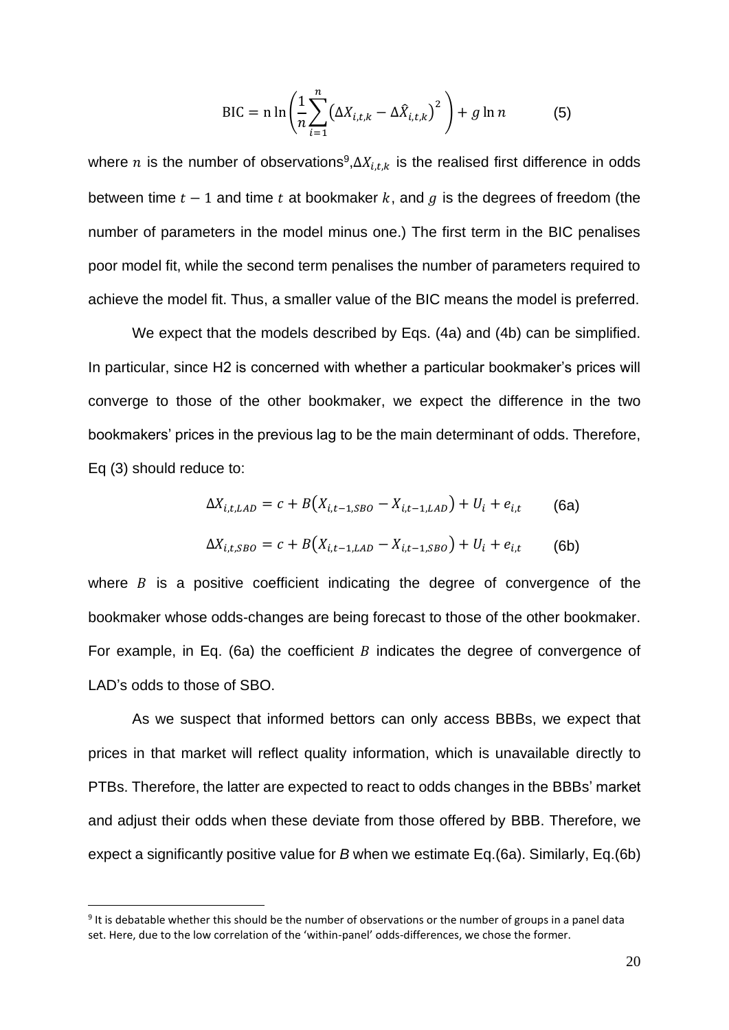$$\text{BIC} = \text{n} \ln \left( \frac{1}{n} \sum_{i=1}^{n} \left( \Delta X_{i,t,k} - \Delta \hat{X}_{i,t,k} \right)^2 \right) + g \ln n \qquad (5)$$

where $n$ is the number of observations[9], $\Delta X_{i,t,k}$ is the realised first difference in odds between time $t-1$ and time $t$ at bookmaker $k$, and $g$ is the degrees of freedom (the number of parameters in the model minus one.) The first term in the BIC penalises poor model fit, while the second term penalises the number of parameters required to achieve the model fit. Thus, a smaller value of the BIC means the model is preferred.

We expect that the models described by Eqs. (4a) and (4b) can be simplified. In particular, since H2 is concerned with whether a particular bookmaker's prices will converge to those of the other bookmaker, we expect the difference in the two bookmakers' prices in the previous lag to be the main determinant of odds. Therefore, Eq (3) should reduce to:

$$\Delta X_{i,t,LAD} = c + B\left(X_{i,t-1,SBO} - X_{i,t-1,LAD}\right) + U_i + e_{i,t} \qquad (6a)$$

$$\Delta X_{i,t,SBO} = c + B\left(X_{i,t-1,LAD} - X_{i,t-1,SBO}\right) + U_i + e_{i,t} \qquad (6b)$$

where $B$ is a positive coefficient indicating the degree of convergence of the bookmaker whose odds-changes are being forecast to those of the other bookmaker. For example, in Eq. (6a) the coefficient $B$ indicates the degree of convergence of LAD's odds to those of SBO.

As we suspect that informed bettors can only access BBBs, we expect that prices in that market will reflect quality information, which is unavailable directly to PTBs. Therefore, the latter are expected to react to odds changes in the BBBs' market and adjust their odds when these deviate from those offered by BBB. Therefore, we expect a significantly positive value for *B* when we estimate Eq.(6a). Similarly, Eq.(6b)

---

[9] It is debatable whether this should be the number of observations or the number of groups in a panel data set. Here, due to the low correlation of the 'within-panel' odds-differences, we chose the former.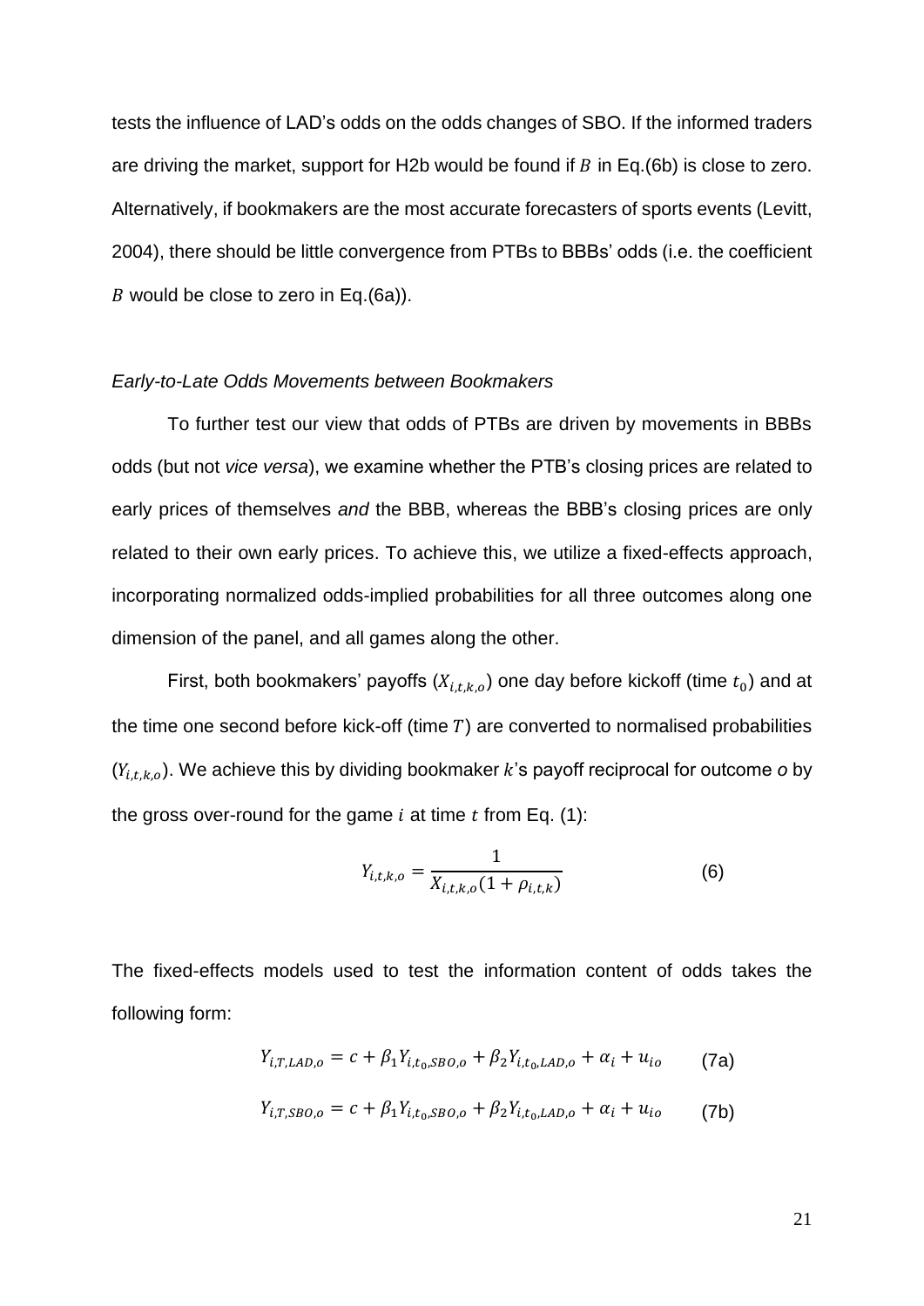tests the influence of LAD's odds on the odds changes of SBO. If the informed traders are driving the market, support for H2b would be found if $B$ in Eq.(6b) is close to zero. Alternatively, if bookmakers are the most accurate forecasters of sports events (Levitt, 2004), there should be little convergence from PTBs to BBBs' odds (i.e. the coefficient $B$ would be close to zero in Eq.(6a)).

*Early-to-Late Odds Movements between Bookmakers*

To further test our view that odds of PTBs are driven by movements in BBBs odds (but not *vice versa*), we examine whether the PTB's closing prices are related to early prices of themselves *and* the BBB, whereas the BBB's closing prices are only related to their own early prices. To achieve this, we utilize a fixed-effects approach, incorporating normalized odds-implied probabilities for all three outcomes along one dimension of the panel, and all games along the other.

First, both bookmakers' payoffs ($X_{i,t,k,o}$) one day before kickoff (time $t_0$) and at the time one second before kick-off (time $T$) are converted to normalised probabilities ($Y_{i,t,k,o}$). We achieve this by dividing bookmaker $k$'s payoff reciprocal for outcome *o* by the gross over-round for the game $i$ at time $t$ from Eq. (1):

$$Y_{i,t,k,o} = \frac{1}{X_{i,t,k,o}(1 + \rho_{i,t,k})} \qquad (6)$$

The fixed-effects models used to test the information content of odds takes the following form:

$$Y_{i,T,LAD,o} = c + \beta_1 Y_{i,t_0,SBO,o} + \beta_2 Y_{i,t_0,LAD,o} + \alpha_i + u_{io} \qquad (7a)$$

$$Y_{i,T,SBO,o} = c + \beta_1 Y_{i,t_0,SBO,o} + \beta_2 Y_{i,t_0,LAD,o} + \alpha_i + u_{io} \qquad (7b)$$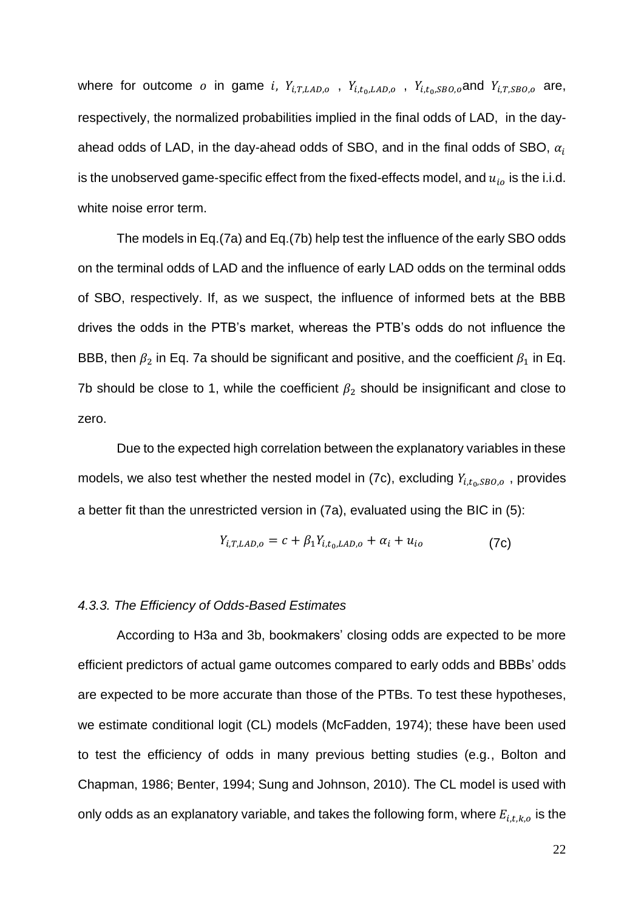where for outcome $o$ in game $i$, $Y_{i,T,LAD,o}$ , $Y_{i,t_0,LAD,o}$ , $Y_{i,t_0,SBO,o}$ and $Y_{i,T,SBO,o}$ are, respectively, the normalized probabilities implied in the final odds of LAD, in the day-ahead odds of LAD, in the day-ahead odds of SBO, and in the final odds of SBO, $\alpha_i$ is the unobserved game-specific effect from the fixed-effects model, and $u_{io}$ is the i.i.d. white noise error term.

The models in Eq.(7a) and Eq.(7b) help test the influence of the early SBO odds on the terminal odds of LAD and the influence of early LAD odds on the terminal odds of SBO, respectively. If, as we suspect, the influence of informed bets at the BBB drives the odds in the PTB's market, whereas the PTB's odds do not influence the BBB, then $\beta_2$ in Eq. 7a should be significant and positive, and the coefficient $\beta_1$ in Eq. 7b should be close to 1, while the coefficient $\beta_2$ should be insignificant and close to zero.

Due to the expected high correlation between the explanatory variables in these models, we also test whether the nested model in (7c), excluding $Y_{i,t_0,SBO,o}$ , provides a better fit than the unrestricted version in (7a), evaluated using the BIC in (5):

$$Y_{i,T,LAD,o} = c + \beta_1 Y_{i,t_0,LAD,o} + \alpha_i + u_{io} \qquad \text{(7c)}$$

### *4.3.3. The Efficiency of Odds-Based Estimates*

According to H3a and 3b, bookmakers' closing odds are expected to be more efficient predictors of actual game outcomes compared to early odds and BBBs' odds are expected to be more accurate than those of the PTBs. To test these hypotheses, we estimate conditional logit (CL) models (McFadden, 1974); these have been used to test the efficiency of odds in many previous betting studies (e.g., Bolton and Chapman, 1986; Benter, 1994; Sung and Johnson, 2010). The CL model is used with only odds as an explanatory variable, and takes the following form, where $E_{i,t,k,o}$ is the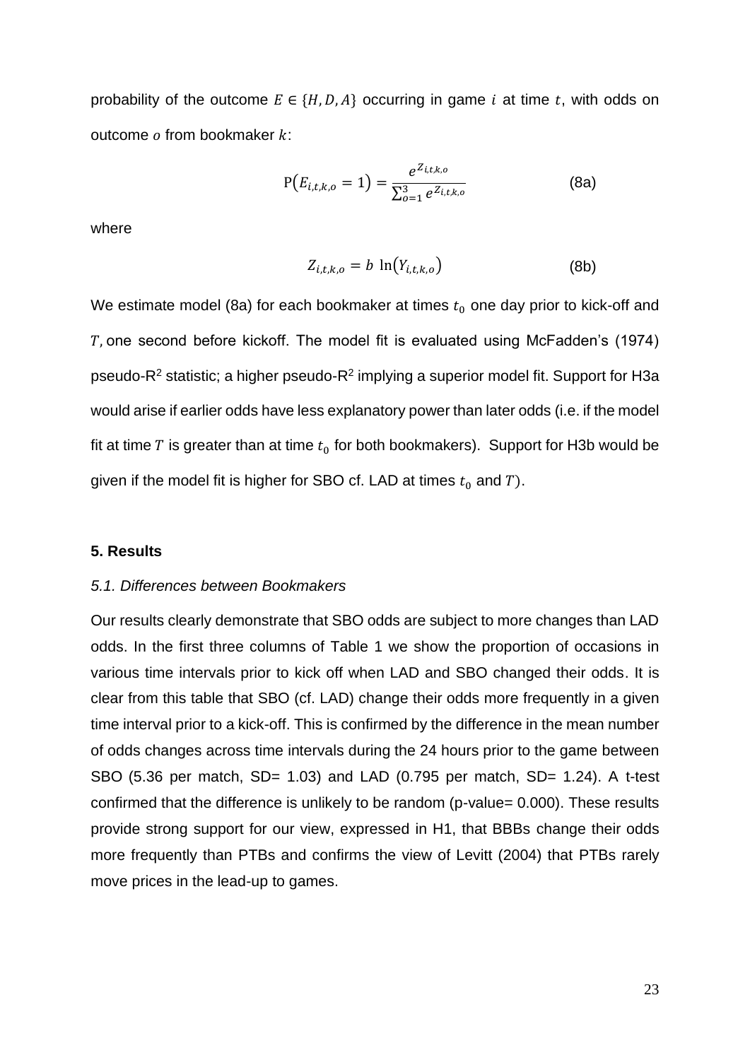probability of the outcome $E \in \{H, D, A\}$ occurring in game $i$ at time $t$, with odds on outcome $o$ from bookmaker $k$:

$$\mathrm{P}(E_{i,t,k,o} = 1) = \frac{e^{Z_{i,t,k,o}}}{\sum_{o=1}^{3} e^{Z_{i,t,k,o}}} \tag{8a}$$

where

$$Z_{i,t,k,o} = b \ \ln(Y_{i,t,k,o}) \tag{8b}$$

We estimate model (8a) for each bookmaker at times $t_0$ one day prior to kick-off and $T$, one second before kickoff. The model fit is evaluated using McFadden's (1974) pseudo-$R^2$ statistic; a higher pseudo-$R^2$ implying a superior model fit. Support for H3a would arise if earlier odds have less explanatory power than later odds (i.e. if the model fit at time $T$ is greater than at time $t_0$ for both bookmakers). Support for H3b would be given if the model fit is higher for SBO cf. LAD at times $t_0$ and $T$).

## 5. Results

### *5.1. Differences between Bookmakers*

Our results clearly demonstrate that SBO odds are subject to more changes than LAD odds. In the first three columns of Table 1 we show the proportion of occasions in various time intervals prior to kick off when LAD and SBO changed their odds. It is clear from this table that SBO (cf. LAD) change their odds more frequently in a given time interval prior to a kick-off. This is confirmed by the difference in the mean number of odds changes across time intervals during the 24 hours prior to the game between SBO (5.36 per match, SD= 1.03) and LAD (0.795 per match, SD= 1.24). A t-test confirmed that the difference is unlikely to be random (p-value= 0.000). These results provide strong support for our view, expressed in H1, that BBBs change their odds more frequently than PTBs and confirms the view of Levitt (2004) that PTBs rarely move prices in the lead-up to games.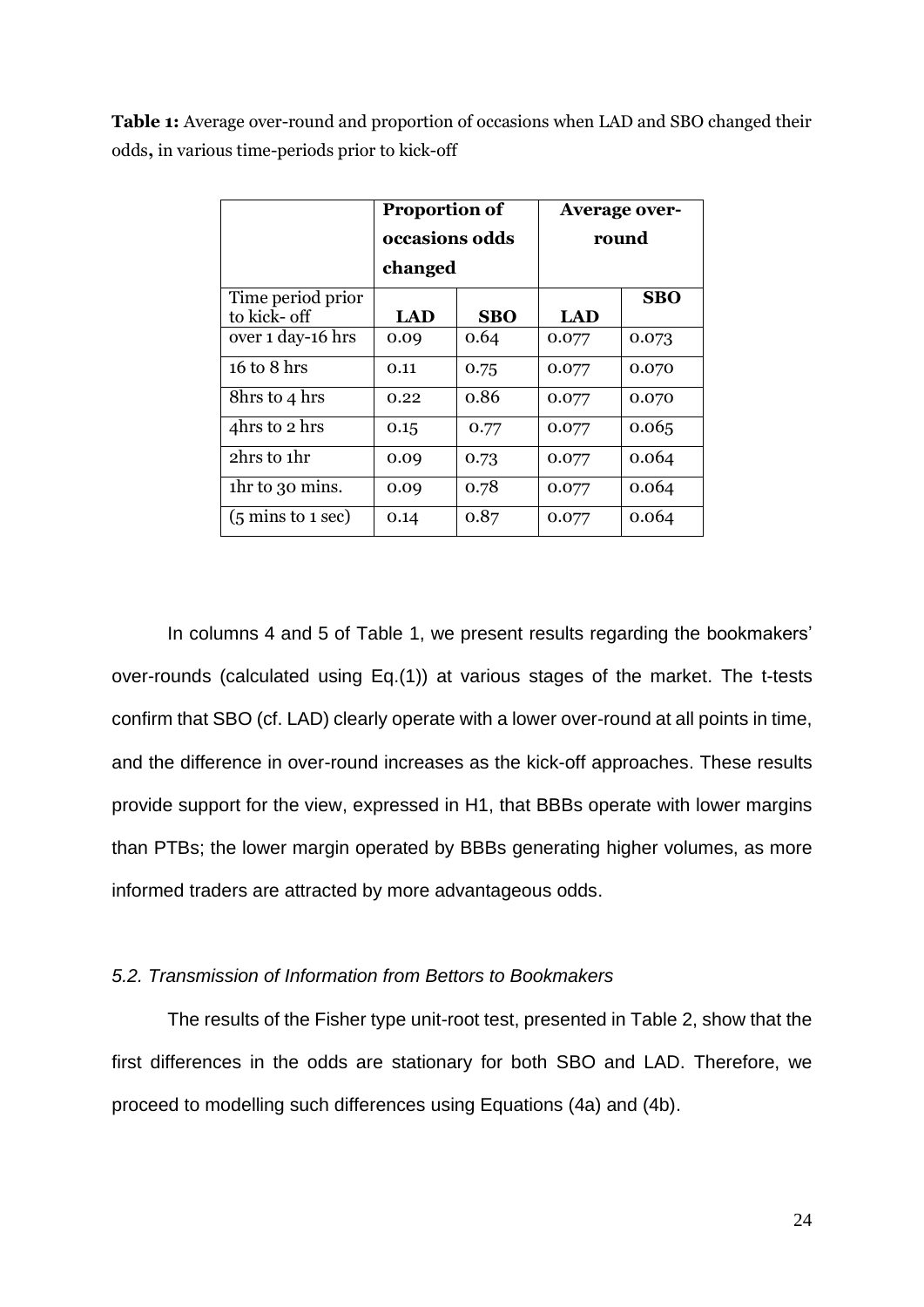**Table 1:** Average over-round and proportion of occasions when LAD and SBO changed their odds**,** in various time-periods prior to kick-off

| | **Proportion of occasions odds changed** | | **Average over-round** | |
|---|---|---|---|---|
| Time period prior to kick- off | **LAD** | **SBO** | **LAD** | **SBO** |
| over 1 day-16 hrs | 0.09 | 0.64 | 0.077 | 0.073 |
| 16 to 8 hrs | 0.11 | 0.75 | 0.077 | 0.070 |
| 8hrs to 4 hrs | 0.22 | 0.86 | 0.077 | 0.070 |
| 4hrs to 2 hrs | 0.15 | 0.77 | 0.077 | 0.065 |
| 2hrs to 1hr | 0.09 | 0.73 | 0.077 | 0.064 |
| 1hr to 30 mins. | 0.09 | 0.78 | 0.077 | 0.064 |
| (5 mins to 1 sec) | 0.14 | 0.87 | 0.077 | 0.064 |

In columns 4 and 5 of Table 1, we present results regarding the bookmakers' over-rounds (calculated using Eq.(1)) at various stages of the market. The t-tests confirm that SBO (cf. LAD) clearly operate with a lower over-round at all points in time, and the difference in over-round increases as the kick-off approaches. These results provide support for the view, expressed in H1, that BBBs operate with lower margins than PTBs; the lower margin operated by BBBs generating higher volumes, as more informed traders are attracted by more advantageous odds.

### *5.2. Transmission of Information from Bettors to Bookmakers*

The results of the Fisher type unit-root test, presented in Table 2, show that the first differences in the odds are stationary for both SBO and LAD. Therefore, we proceed to modelling such differences using Equations (4a) and (4b).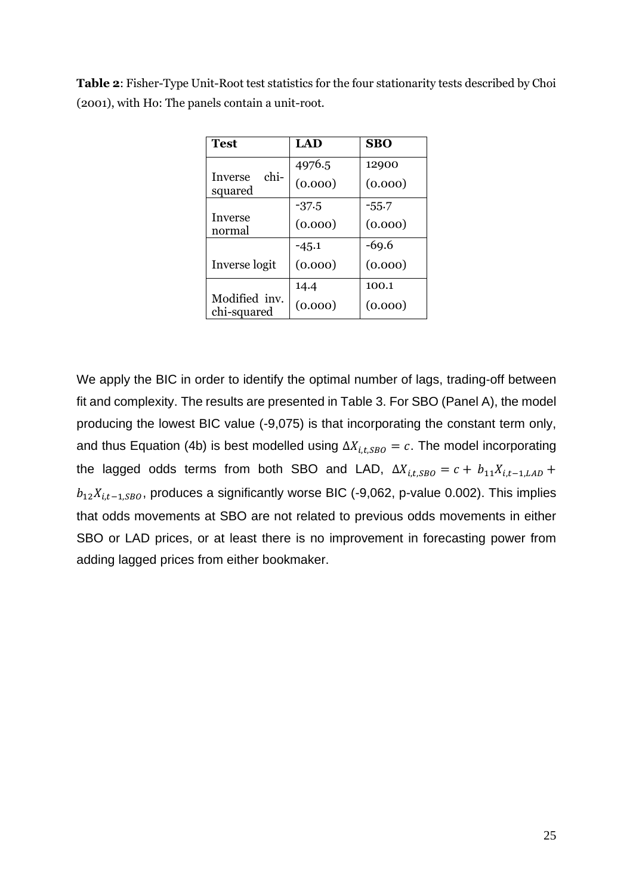**Table 2**: Fisher-Type Unit-Root test statistics for the four stationarity tests described by Choi (2001), with Ho: The panels contain a unit-root.

| Test | LAD | SBO |
|---|---|---|
| Inverse chi-squared | 4976.5<br>(0.000) | 12900<br>(0.000) |
| Inverse normal | -37.5<br>(0.000) | -55.7<br>(0.000) |
| Inverse logit | -45.1<br>(0.000) | -69.6<br>(0.000) |
| Modified inv. chi-squared | 14.4<br>(0.000) | 100.1<br>(0.000) |

We apply the BIC in order to identify the optimal number of lags, trading-off between fit and complexity. The results are presented in Table 3. For SBO (Panel A), the model producing the lowest BIC value (-9,075) is that incorporating the constant term only, and thus Equation (4b) is best modelled using $\Delta X_{i,t,SBO} = c$. The model incorporating the lagged odds terms from both SBO and LAD, $\Delta X_{i,t,SBO} = c + b_{11} X_{i,t-1,LAD} + b_{12} X_{i,t-1,SBO}$, produces a significantly worse BIC (-9,062, p-value 0.002). This implies that odds movements at SBO are not related to previous odds movements in either SBO or LAD prices, or at least there is no improvement in forecasting power from adding lagged prices from either bookmaker.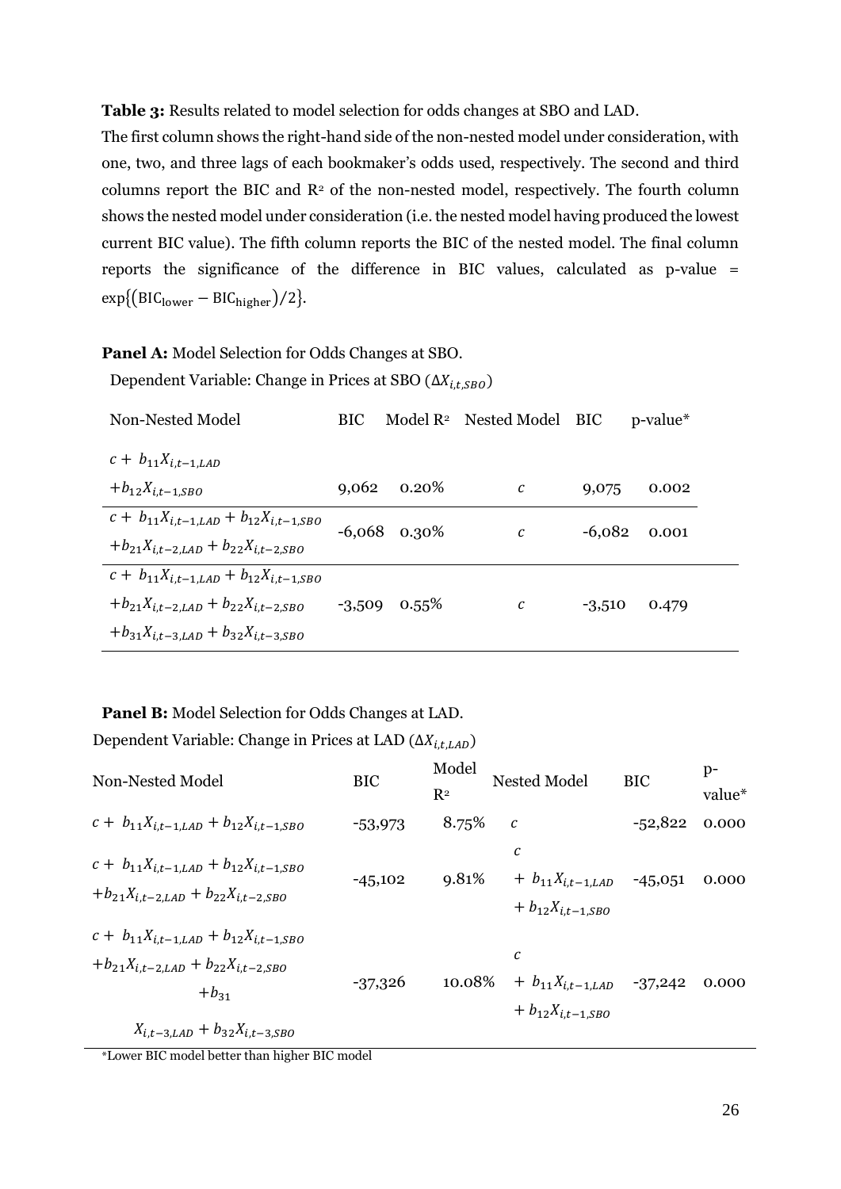**Table 3:** Results related to model selection for odds changes at SBO and LAD.

The first column shows the right-hand side of the non-nested model under consideration, with one, two, and three lags of each bookmaker's odds used, respectively. The second and third columns report the BIC and $R^2$ of the non-nested model, respectively. The fourth column shows the nested model under consideration (i.e. the nested model having produced the lowest current BIC value). The fifth column reports the BIC of the nested model. The final column reports the significance of the difference in BIC values, calculated as p-value = $\exp\{(\text{BIC}_{\text{lower}} - \text{BIC}_{\text{higher}})/2\}$.

**Panel A:** Model Selection for Odds Changes at SBO.

Dependent Variable: Change in Prices at SBO ($\Delta X_{i,t,SBO}$)

| Non-Nested Model | BIC | Model $R^2$ | Nested Model | BIC | p-value* |
|---|---|---|---|---|---|
| $c + b_{11}X_{i,t-1,LAD} + b_{12}X_{i,t-1,SBO}$ | 9,062 | 0.20% | $c$ | 9,075 | 0.002 |
| $c + b_{11}X_{i,t-1,LAD} + b_{12}X_{i,t-1,SBO} + b_{21}X_{i,t-2,LAD} + b_{22}X_{i,t-2,SBO}$ | -6,068 | 0.30% | $c$ | -6,082 | 0.001 |
| $c + b_{11}X_{i,t-1,LAD} + b_{12}X_{i,t-1,SBO} + b_{21}X_{i,t-2,LAD} + b_{22}X_{i,t-2,SBO} + b_{31}X_{i,t-3,LAD} + b_{32}X_{i,t-3,SBO}$ | -3,509 | 0.55% | $c$ | -3,510 | 0.479 |

**Panel B:** Model Selection for Odds Changes at LAD.

Dependent Variable: Change in Prices at LAD ($\Delta X_{i,t,LAD}$)

| Non-Nested Model | BIC | Model $R^2$ | Nested Model | BIC | p-value* |
|---|---|---|---|---|---|
| $c + b_{11}X_{i,t-1,LAD} + b_{12}X_{i,t-1,SBO}$ | -53,973 | 8.75% | $c$ | -52,822 | 0.000 |
| $c + b_{11}X_{i,t-1,LAD} + b_{12}X_{i,t-1,SBO} + b_{21}X_{i,t-2,LAD} + b_{22}X_{i,t-2,SBO}$ | -45,102 | 9.81% | $c + b_{11}X_{i,t-1,LAD} + b_{12}X_{i,t-1,SBO}$ | -45,051 | 0.000 |
| $c + b_{11}X_{i,t-1,LAD} + b_{12}X_{i,t-1,SBO} + b_{21}X_{i,t-2,LAD} + b_{22}X_{i,t-2,SBO} + b_{31}X_{i,t-3,LAD} + b_{32}X_{i,t-3,SBO}$ | -37,326 | 10.08% | $c + b_{11}X_{i,t-1,LAD} + b_{12}X_{i,t-1,SBO}$ | -37,242 | 0.000 |

*Lower BIC model better than higher BIC model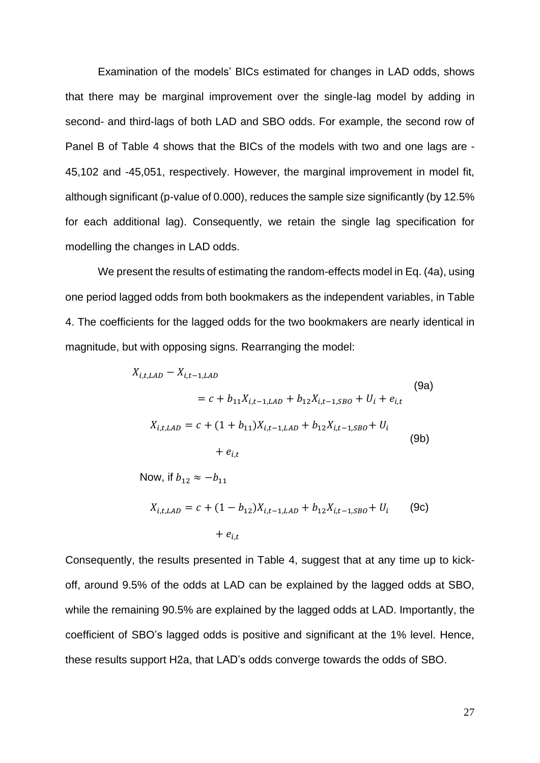Examination of the models' BICs estimated for changes in LAD odds, shows that there may be marginal improvement over the single-lag model by adding in second- and third-lags of both LAD and SBO odds. For example, the second row of Panel B of Table 4 shows that the BICs of the models with two and one lags are -45,102 and -45,051, respectively. However, the marginal improvement in model fit, although significant (p-value of 0.000), reduces the sample size significantly (by 12.5% for each additional lag). Consequently, we retain the single lag specification for modelling the changes in LAD odds.

We present the results of estimating the random-effects model in Eq. (4a), using one period lagged odds from both bookmakers as the independent variables, in Table 4. The coefficients for the lagged odds for the two bookmakers are nearly identical in magnitude, but with opposing signs. Rearranging the model:

$$X_{i,t,LAD} - X_{i,t-1,LAD} = c + b_{11}X_{i,t-1,LAD} + b_{12}X_{i,t-1,SBO} + U_i + e_{i,t} \tag{9a}$$

$$X_{i,t,LAD} = c + (1 + b_{11})X_{i,t-1,LAD} + b_{12}X_{i,t-1,SBO} + U_i + e_{i,t} \tag{9b}$$

Now, if $b_{12} \approx -b_{11}$

$$X_{i,t,LAD} = c + (1 - b_{12})X_{i,t-1,LAD} + b_{12}X_{i,t-1,SBO} + U_i + e_{i,t} \tag{9c}$$

Consequently, the results presented in Table 4, suggest that at any time up to kick-off, around 9.5% of the odds at LAD can be explained by the lagged odds at SBO, while the remaining 90.5% are explained by the lagged odds at LAD. Importantly, the coefficient of SBO's lagged odds is positive and significant at the 1% level. Hence, these results support H2a, that LAD's odds converge towards the odds of SBO.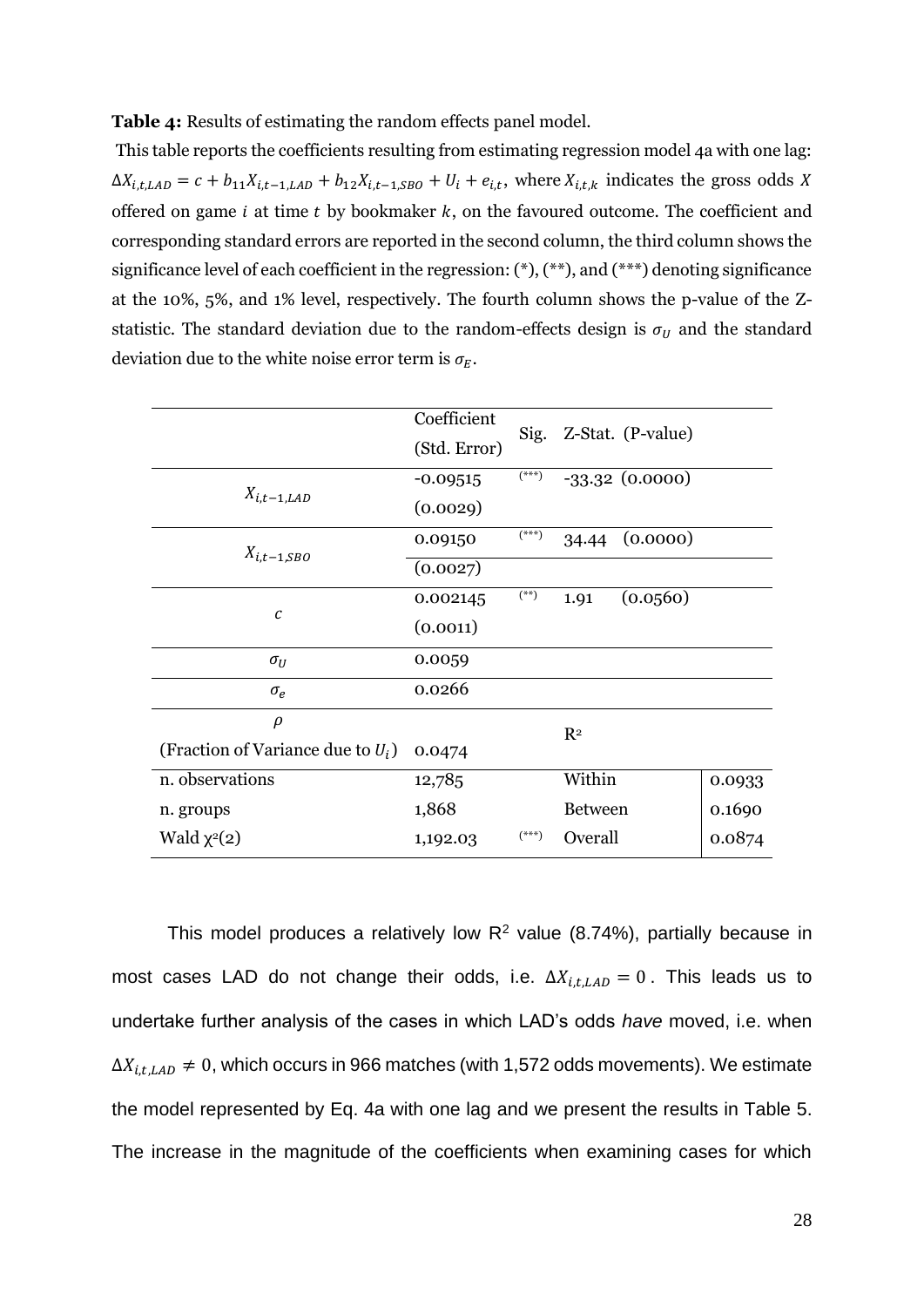**Table 4:** Results of estimating the random effects panel model.

This table reports the coefficients resulting from estimating regression model 4a with one lag: $\Delta X_{i,t,LAD} = c + b_{11}X_{i,t-1,LAD} + b_{12}X_{i,t-1,SBO} + U_i + e_{i,t}$, where $X_{i,t,k}$ indicates the gross odds $X$ offered on game $i$ at time $t$ by bookmaker $k$, on the favoured outcome. The coefficient and corresponding standard errors are reported in the second column, the third column shows the significance level of each coefficient in the regression: (*), (**), and (***) denoting significance at the 10%, 5%, and 1% level, respectively. The fourth column shows the p-value of the Z-statistic. The standard deviation due to the random-effects design is $\sigma_U$ and the standard deviation due to the white noise error term is $\sigma_E$.

| | Coefficient (Std. Error) | Sig. | Z-Stat. (P-value) | |
|---|---|---|---|---|
| $X_{i,t-1,LAD}$ | -0.09515 (0.0029) | (***) | -33.32 (0.0000) | |
| $X_{i,t-1,SBO}$ | 0.09150 (0.0027) | (***) | 34.44 (0.0000) | |
| $c$ | 0.002145 (0.0011) | (**) | 1.91 (0.0560) | |
| $\sigma_U$ | 0.0059 | | | |
| $\sigma_e$ | 0.0266 | | | |
| $\rho$ (Fraction of Variance due to $U_i$) | 0.0474 | | $R^2$ | |
| n. observations | 12,785 | | Within | 0.0933 |
| n. groups | 1,868 | | Between | 0.1690 |
| Wald $\chi^2(2)$ | 1,192.03 | (***) | Overall | 0.0874 |

This model produces a relatively low $R^2$ value (8.74%), partially because in most cases LAD do not change their odds, i.e. $\Delta X_{i,t,LAD} = 0$. This leads us to undertake further analysis of the cases in which LAD's odds *have* moved, i.e. when $\Delta X_{i,t,LAD} \neq 0$, which occurs in 966 matches (with 1,572 odds movements). We estimate the model represented by Eq. 4a with one lag and we present the results in Table 5. The increase in the magnitude of the coefficients when examining cases for which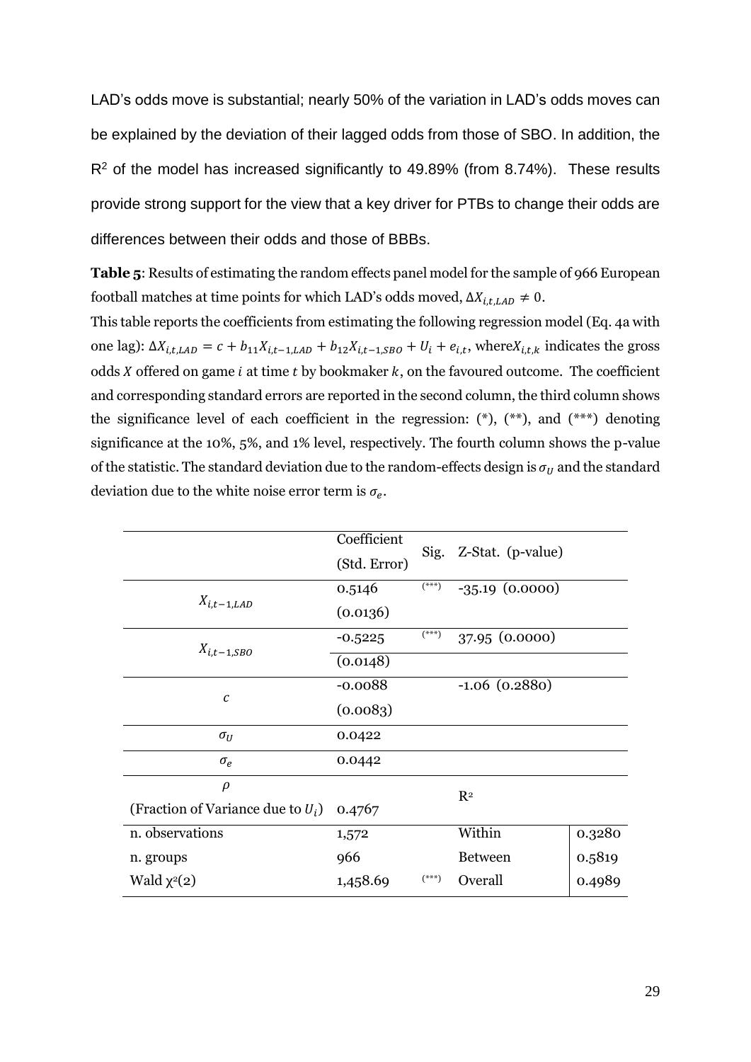LAD's odds move is substantial; nearly 50% of the variation in LAD's odds moves can be explained by the deviation of their lagged odds from those of SBO. In addition, the $R^2$ of the model has increased significantly to 49.89% (from 8.74%). These results provide strong support for the view that a key driver for PTBs to change their odds are differences between their odds and those of BBBs.

**Table 5**: Results of estimating the random effects panel model for the sample of 966 European football matches at time points for which LAD's odds moved, $\Delta X_{i,t,LAD} \neq 0$.

This table reports the coefficients from estimating the following regression model (Eq. 4a with one lag): $\Delta X_{i,t,LAD} = c + b_{11} X_{i,t-1,LAD} + b_{12} X_{i,t-1,SBO} + U_i + e_{i,t}$, where $X_{i,t,k}$ indicates the gross odds $X$ offered on game $i$ at time $t$ by bookmaker $k$, on the favoured outcome. The coefficient and corresponding standard errors are reported in the second column, the third column shows the significance level of each coefficient in the regression: (\*), (\*\*), and (\*\*\*) denoting significance at the 10%, 5%, and 1% level, respectively. The fourth column shows the p-value of the statistic. The standard deviation due to the random-effects design is $\sigma_U$ and the standard deviation due to the white noise error term is $\sigma_e$.

| | Coefficient (Std. Error) | Sig. | Z-Stat. (p-value) | |
|---|---|---|---|---|
| $X_{i,t-1,LAD}$ | 0.5146 (0.0136) | (\*\*\*) | -35.19 (0.0000) | |
| $X_{i,t-1,SBO}$ | -0.5225 (0.0148) | (\*\*\*) | 37.95 (0.0000) | |
| $c$ | -0.0088 (0.0083) | | -1.06 (0.2880) | |
| $\sigma_U$ | 0.0422 | | | |
| $\sigma_e$ | 0.0442 | | | |
| $\rho$ (Fraction of Variance due to $U_i$) | 0.4767 | | $R^2$ | |
| n. observations | 1,572 | | Within | 0.3280 |
| n. groups | 966 | | Between | 0.5819 |
| Wald $\chi^2(2)$ | 1,458.69 | (\*\*\*) | Overall | 0.4989 |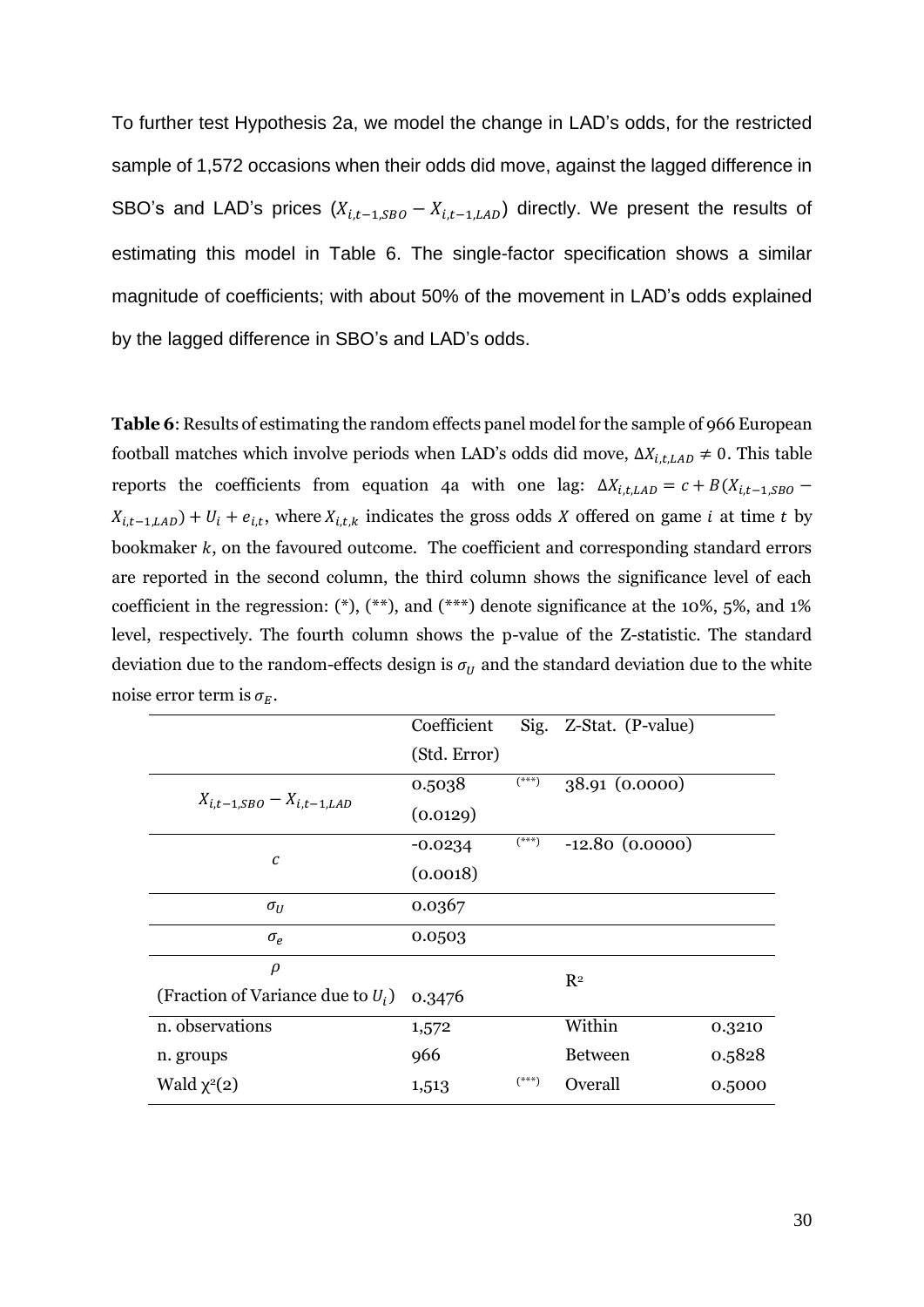To further test Hypothesis 2a, we model the change in LAD's odds, for the restricted sample of 1,572 occasions when their odds did move, against the lagged difference in SBO's and LAD's prices ($X_{i,t-1,SBO} - X_{i,t-1,LAD}$) directly. We present the results of estimating this model in Table 6. The single-factor specification shows a similar magnitude of coefficients; with about 50% of the movement in LAD's odds explained by the lagged difference in SBO's and LAD's odds.

**Table 6**: Results of estimating the random effects panel model for the sample of 966 European football matches which involve periods when LAD's odds did move, $\Delta X_{i,t,LAD} \neq 0$. This table reports the coefficients from equation 4a with one lag: $\Delta X_{i,t,LAD} = c + B(X_{i,t-1,SBO} - X_{i,t-1,LAD}) + U_i + e_{i,t}$, where $X_{i,t,k}$ indicates the gross odds $X$ offered on game $i$ at time $t$ by bookmaker $k$, on the favoured outcome. The coefficient and corresponding standard errors are reported in the second column, the third column shows the significance level of each coefficient in the regression: (\*), (\*\*), and (\*\*\*) denote significance at the 10%, 5%, and 1% level, respectively. The fourth column shows the p-value of the Z-statistic. The standard deviation due to the random-effects design is $\sigma_U$ and the standard deviation due to the white noise error term is $\sigma_E$.

| | Coefficient (Std. Error) | Sig. | Z-Stat. (P-value) | |
|---|---|---|---|---|
| $X_{i,t-1,SBO} - X_{i,t-1,LAD}$ | 0.5038 (0.0129) | (\*\*\*) | 38.91 (0.0000) | |
| $c$ | -0.0234 (0.0018) | (\*\*\*) | -12.80 (0.0000) | |
| $\sigma_U$ | 0.0367 | | | |
| $\sigma_e$ | 0.0503 | | | |
| $\rho$ (Fraction of Variance due to $U_i$) | 0.3476 | | $R^2$ | |
| n. observations | 1,572 | | Within | 0.3210 |
| n. groups | 966 | | Between | 0.5828 |
| Wald $\chi^2(2)$ | 1,513 | (\*\*\*) | Overall | 0.5000 |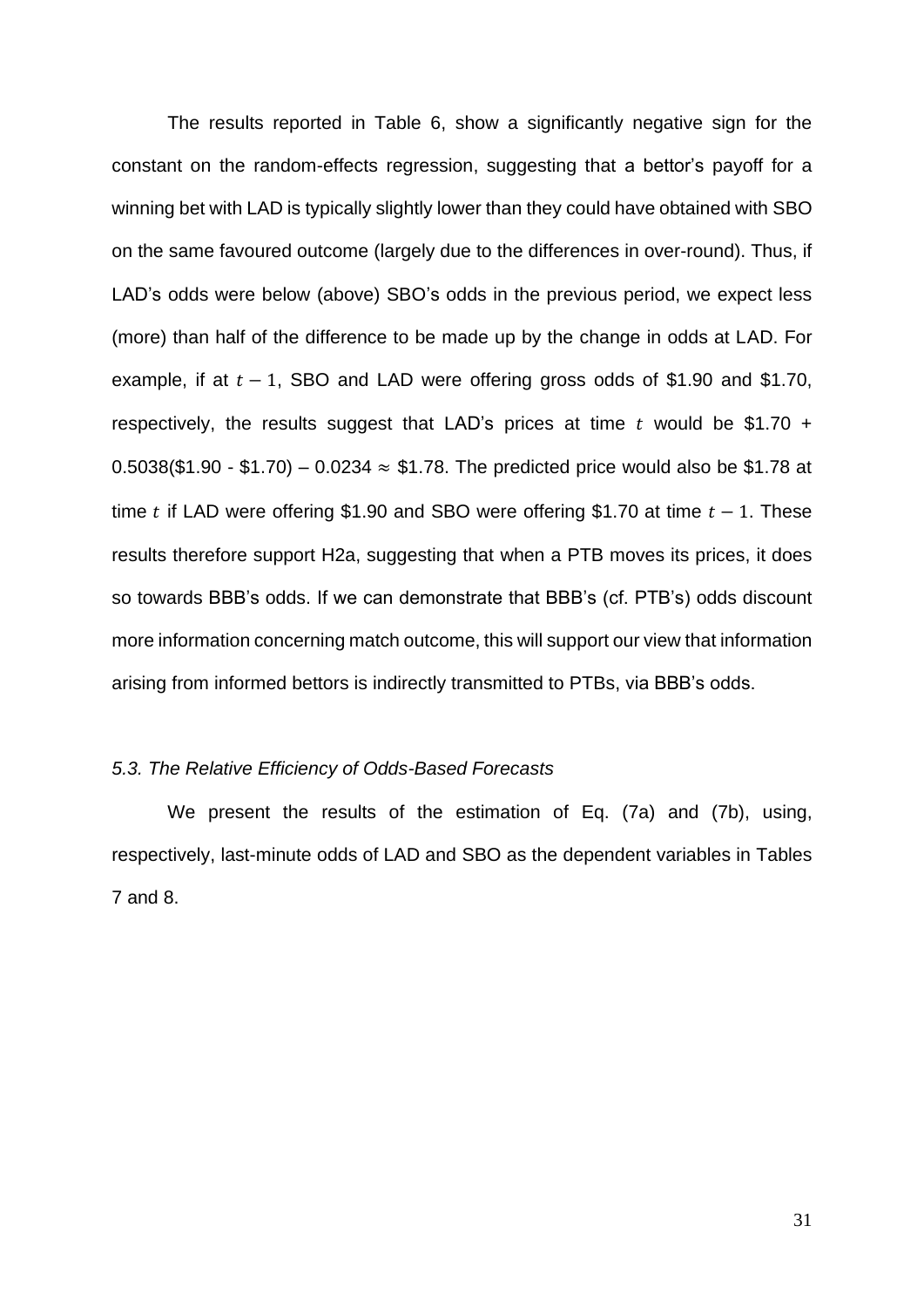The results reported in Table 6, show a significantly negative sign for the constant on the random-effects regression, suggesting that a bettor's payoff for a winning bet with LAD is typically slightly lower than they could have obtained with SBO on the same favoured outcome (largely due to the differences in over-round). Thus, if LAD's odds were below (above) SBO's odds in the previous period, we expect less (more) than half of the difference to be made up by the change in odds at LAD. For example, if at $t-1$, SBO and LAD were offering gross odds of \$1.90 and \$1.70, respectively, the results suggest that LAD's prices at time $t$ would be \$1.70 + 0.5038(\$1.90 - \$1.70) – 0.0234 $\approx$ \$1.78. The predicted price would also be \$1.78 at time $t$ if LAD were offering \$1.90 and SBO were offering \$1.70 at time $t-1$. These results therefore support H2a, suggesting that when a PTB moves its prices, it does so towards BBB's odds. If we can demonstrate that BBB's (cf. PTB's) odds discount more information concerning match outcome, this will support our view that information arising from informed bettors is indirectly transmitted to PTBs, via BBB's odds.

### *5.3. The Relative Efficiency of Odds-Based Forecasts*

We present the results of the estimation of Eq. (7a) and (7b), using, respectively, last-minute odds of LAD and SBO as the dependent variables in Tables 7 and 8.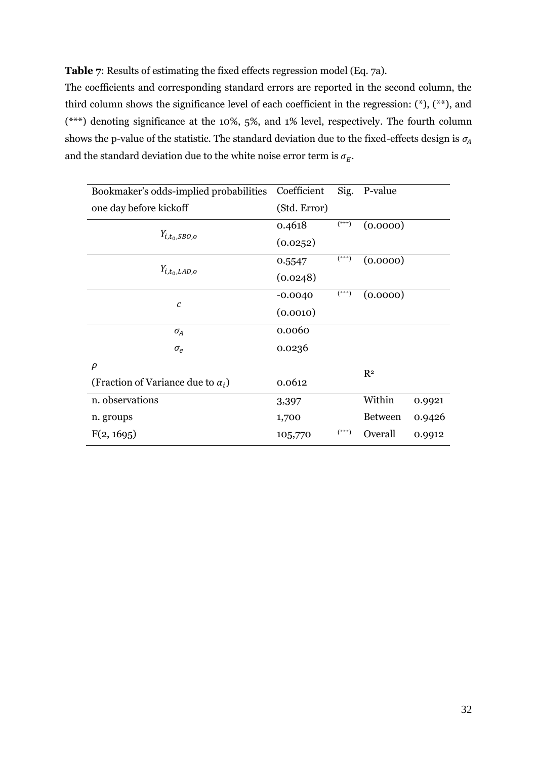**Table 7**: Results of estimating the fixed effects regression model (Eq. 7a).

The coefficients and corresponding standard errors are reported in the second column, the third column shows the significance level of each coefficient in the regression: (*), (**), and (***) denoting significance at the 10%, 5%, and 1% level, respectively. The fourth column shows the p-value of the statistic. The standard deviation due to the fixed-effects design is $\sigma_A$ and the standard deviation due to the white noise error term is $\sigma_E$.

| Bookmaker's odds-implied probabilities one day before kickoff | Coefficient (Std. Error) | Sig. | P-value | |
|---|---|---|---|---|
| $Y_{i,t_0,SBO,o}$ | 0.4618 | (***) | (0.0000) | |
| | (0.0252) | | | |
| $Y_{i,t_0,LAD,o}$ | 0.5547 | (***) | (0.0000) | |
| | (0.0248) | | | |
| $c$ | -0.0040 | (***) | (0.0000) | |
| | (0.0010) | | | |
| $\sigma_A$ | 0.0060 | | | |
| $\sigma_e$ | 0.0236 | | | |
| $\rho$ (Fraction of Variance due to $\alpha_i$) | 0.0612 | | $R^2$ | |
| n. observations | 3,397 | | Within | 0.9921 |
| n. groups | 1,700 | | Between | 0.9426 |
| F(2, 1695) | 105,770 | (***) | Overall | 0.9912 |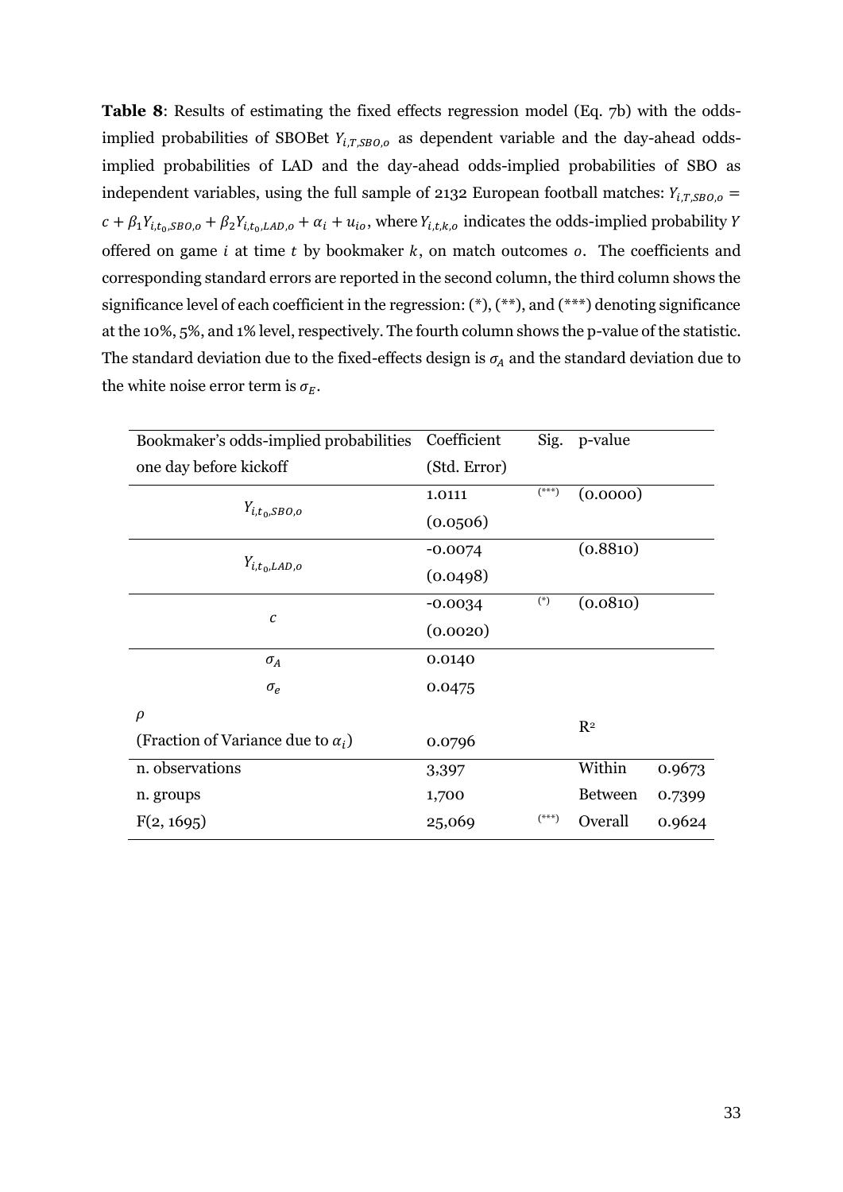**Table 8**: Results of estimating the fixed effects regression model (Eq. 7b) with the odds-implied probabilities of SBOBet $Y_{i,T,SBO,o}$ as dependent variable and the day-ahead odds-implied probabilities of LAD and the day-ahead odds-implied probabilities of SBO as independent variables, using the full sample of 2132 European football matches: $Y_{i,T,SBO,o} = c + \beta_1 Y_{i,t_0,SBO,o} + \beta_2 Y_{i,t_0,LAD,o} + \alpha_i + u_{io}$, where $Y_{i,t,k,o}$ indicates the odds-implied probability $Y$ offered on game $i$ at time $t$ by bookmaker $k$, on match outcomes $o$. The coefficients and corresponding standard errors are reported in the second column, the third column shows the significance level of each coefficient in the regression: (*), (**), and (***) denoting significance at the 10%, 5%, and 1% level, respectively. The fourth column shows the p-value of the statistic. The standard deviation due to the fixed-effects design is $\sigma_A$ and the standard deviation due to the white noise error term is $\sigma_E$.

| Bookmaker's odds-implied probabilities one day before kickoff | Coefficient (Std. Error) | Sig. | p-value | |
|---|---|---|---|---|
| $Y_{i,t_0,SBO,o}$ | 1.0111 | (***) | (0.0000) | |
| | (0.0506) | | | |
| $Y_{i,t_0,LAD,o}$ | -0.0074 | | (0.8810) | |
| | (0.0498) | | | |
| $c$ | -0.0034 | (*) | (0.0810) | |
| | (0.0020) | | | |
| $\sigma_A$ | 0.0140 | | | |
| $\sigma_e$ | 0.0475 | | | |
| $\rho$ (Fraction of Variance due to $\alpha_i$) | 0.0796 | | $R^2$ | |
| n. observations | 3,397 | | Within | 0.9673 |
| n. groups | 1,700 | | Between | 0.7399 |
| F(2, 1695) | 25,069 | (***) | Overall | 0.9624 |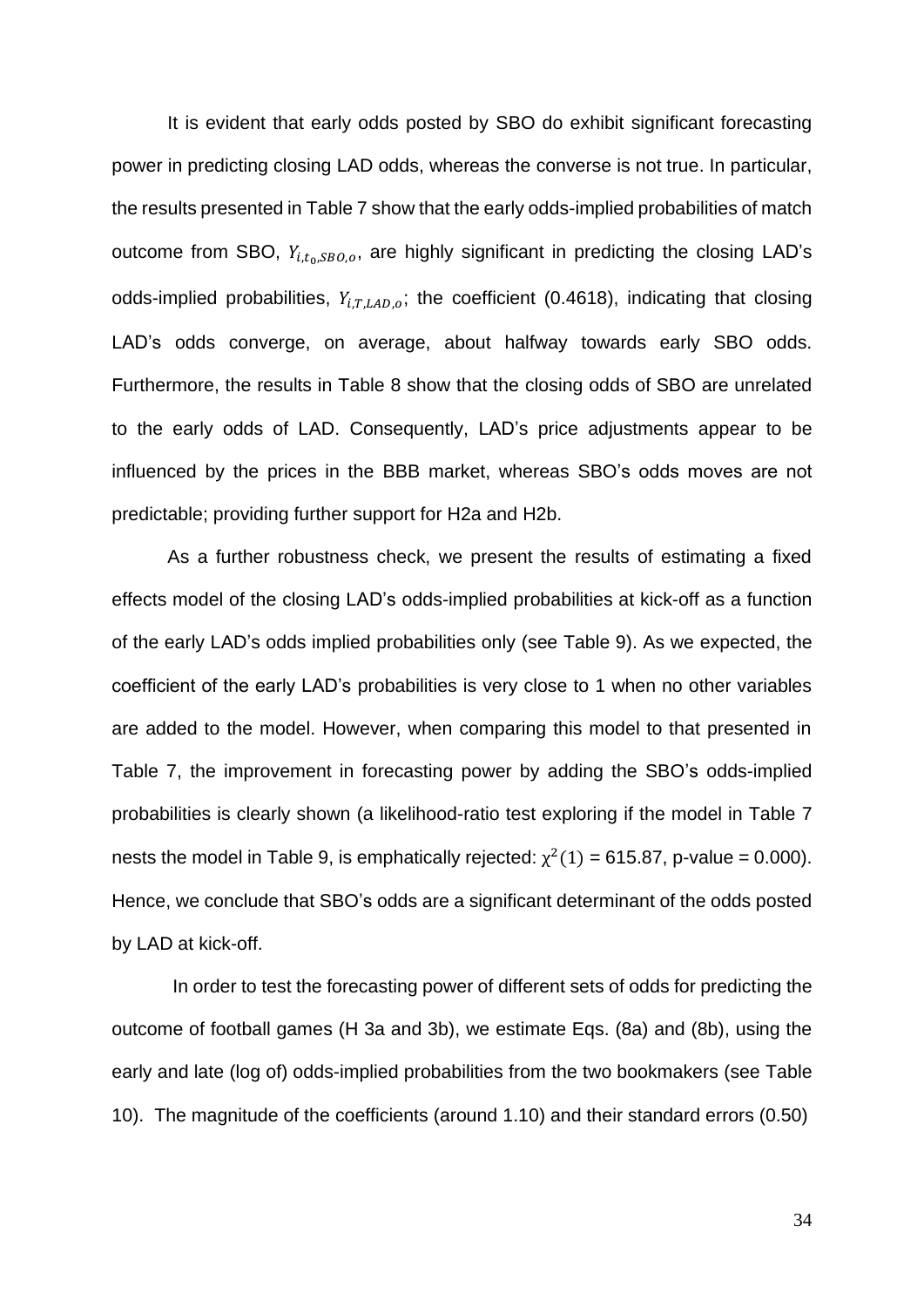It is evident that early odds posted by SBO do exhibit significant forecasting power in predicting closing LAD odds, whereas the converse is not true. In particular, the results presented in Table 7 show that the early odds-implied probabilities of match outcome from SBO, $Y_{i,t_0,SBO,o}$, are highly significant in predicting the closing LAD's odds-implied probabilities, $Y_{i,T,LAD,o}$; the coefficient (0.4618), indicating that closing LAD's odds converge, on average, about halfway towards early SBO odds. Furthermore, the results in Table 8 show that the closing odds of SBO are unrelated to the early odds of LAD. Consequently, LAD's price adjustments appear to be influenced by the prices in the BBB market, whereas SBO's odds moves are not predictable; providing further support for H2a and H2b.

As a further robustness check, we present the results of estimating a fixed effects model of the closing LAD's odds-implied probabilities at kick-off as a function of the early LAD's odds implied probabilities only (see Table 9). As we expected, the coefficient of the early LAD's probabilities is very close to 1 when no other variables are added to the model. However, when comparing this model to that presented in Table 7, the improvement in forecasting power by adding the SBO's odds-implied probabilities is clearly shown (a likelihood-ratio test exploring if the model in Table 7 nests the model in Table 9, is emphatically rejected: $\chi^2(1)$ = 615.87, p-value = 0.000). Hence, we conclude that SBO's odds are a significant determinant of the odds posted by LAD at kick-off.

In order to test the forecasting power of different sets of odds for predicting the outcome of football games (H 3a and 3b), we estimate Eqs. (8a) and (8b), using the early and late (log of) odds-implied probabilities from the two bookmakers (see Table 10). The magnitude of the coefficients (around 1.10) and their standard errors (0.50)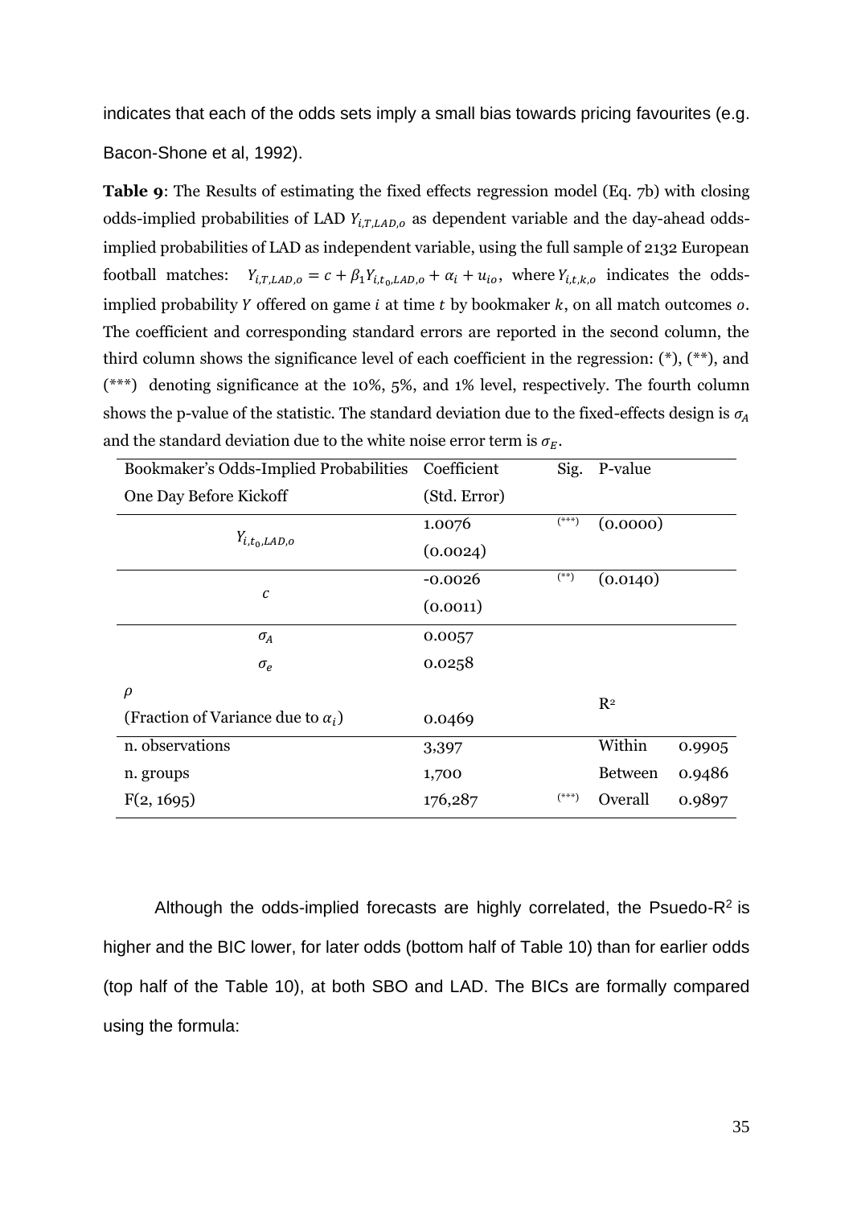indicates that each of the odds sets imply a small bias towards pricing favourites (e.g. Bacon-Shone et al, 1992).

**Table 9**: The Results of estimating the fixed effects regression model (Eq. 7b) with closing odds-implied probabilities of LAD $Y_{i,T,LAD,o}$ as dependent variable and the day-ahead odds-implied probabilities of LAD as independent variable, using the full sample of 2132 European football matches: $Y_{i,T,LAD,o} = c + \beta_1 Y_{i,t_0,LAD,o} + \alpha_i + u_{io}$, where $Y_{i,t,k,o}$ indicates the odds-implied probability $Y$ offered on game $i$ at time $t$ by bookmaker $k$, on all match outcomes $o$. The coefficient and corresponding standard errors are reported in the second column, the third column shows the significance level of each coefficient in the regression: (*), (**), and (***) denoting significance at the 10%, 5%, and 1% level, respectively. The fourth column shows the p-value of the statistic. The standard deviation due to the fixed-effects design is $\sigma_A$ and the standard deviation due to the white noise error term is $\sigma_E$.

| Bookmaker's Odds-Implied Probabilities One Day Before Kickoff | Coefficient (Std. Error) | Sig. | P-value | |
|---|---|---|---|---|
| $Y_{i,t_0,LAD,o}$ | 1.0076 | (***) | (0.0000) | |
| | (0.0024) | | | |
| $c$ | -0.0026 | (**) | (0.0140) | |
| | (0.0011) | | | |
| $\sigma_A$ | 0.0057 | | | |
| $\sigma_e$ | 0.0258 | | | |
| $\rho$ (Fraction of Variance due to $\alpha_i$) | 0.0469 | | $R^2$ | |
| n. observations | 3,397 | | Within | 0.9905 |
| n. groups | 1,700 | | Between | 0.9486 |
| F(2, 1695) | 176,287 | (***) | Overall | 0.9897 |

Although the odds-implied forecasts are highly correlated, the Psuedo-$R^2$ is higher and the BIC lower, for later odds (bottom half of Table 10) than for earlier odds (top half of the Table 10), at both SBO and LAD. The BICs are formally compared using the formula: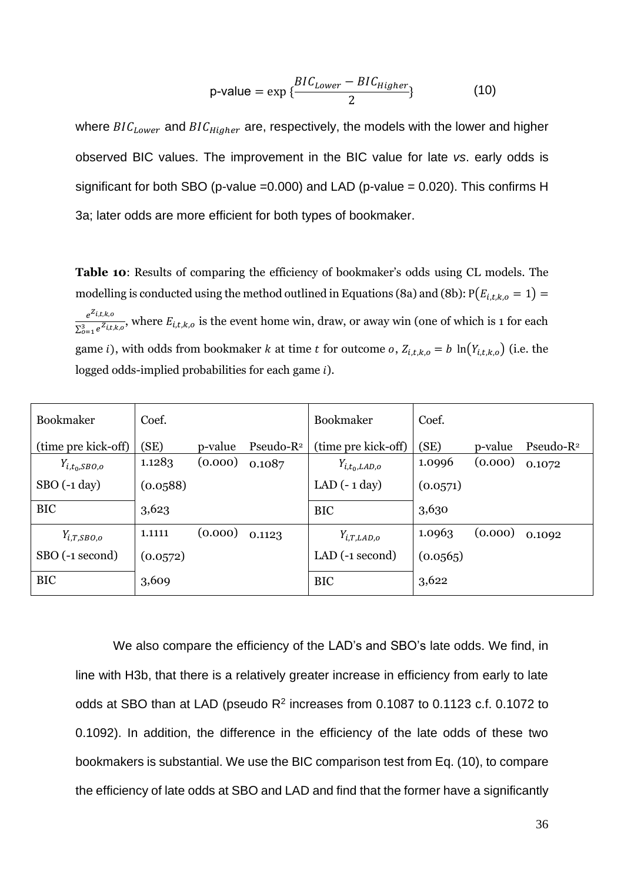$$\text{p-value} = \exp\{\frac{BIC_{Lower} - BIC_{Higher}}{2}\} \qquad (10)$$

where $BIC_{Lower}$ and $BIC_{Higher}$ are, respectively, the models with the lower and higher observed BIC values. The improvement in the BIC value for late *vs*. early odds is significant for both SBO (p-value =0.000) and LAD (p-value = 0.020). This confirms H 3a; later odds are more efficient for both types of bookmaker.

**Table 10**: Results of comparing the efficiency of bookmaker's odds using CL models. The modelling is conducted using the method outlined in Equations (8a) and (8b): $P(E_{i,t,k,o} = 1) = \frac{e^{Z_{i,t,k,o}}}{\sum_{o=1}^{3} e^{Z_{i,t,k,o}}}$, where $E_{i,t,k,o}$ is the event home win, draw, or away win (one of which is 1 for each game $i$), with odds from bookmaker $k$ at time $t$ for outcome $o$, $Z_{i,t,k,o} = b\ \ln(Y_{i,t,k,o})$ (i.e. the logged odds-implied probabilities for each game $i$).

| Bookmaker (time pre kick-off) | Coef. (SE) | p-value | Pseudo-$R^2$ | Bookmaker (time pre kick-off) | Coef. (SE) | p-value | Pseudo-$R^2$ |
|---|---|---|---|---|---|---|---|
| $Y_{i,t_0,SBO,o}$ SBO (-1 day) | 1.1283 (0.0588) | (0.000) | 0.1087 | $Y_{i,t_0,LAD,o}$ LAD (- 1 day) | 1.0996 (0.0571) | (0.000) | 0.1072 |
| BIC | 3,623 | | | BIC | 3,630 | | |
| $Y_{i,T,SBO,o}$ SBO (-1 second) | 1.1111 (0.0572) | (0.000) | 0.1123 | $Y_{i,T,LAD,o}$ LAD (-1 second) | 1.0963 (0.0565) | (0.000) | 0.1092 |
| BIC | 3,609 | | | BIC | 3,622 | | |

We also compare the efficiency of the LAD's and SBO's late odds. We find, in line with H3b, that there is a relatively greater increase in efficiency from early to late odds at SBO than at LAD (pseudo $R^2$ increases from 0.1087 to 0.1123 c.f. 0.1072 to 0.1092). In addition, the difference in the efficiency of the late odds of these two bookmakers is substantial. We use the BIC comparison test from Eq. (10), to compare the efficiency of late odds at SBO and LAD and find that the former have a significantly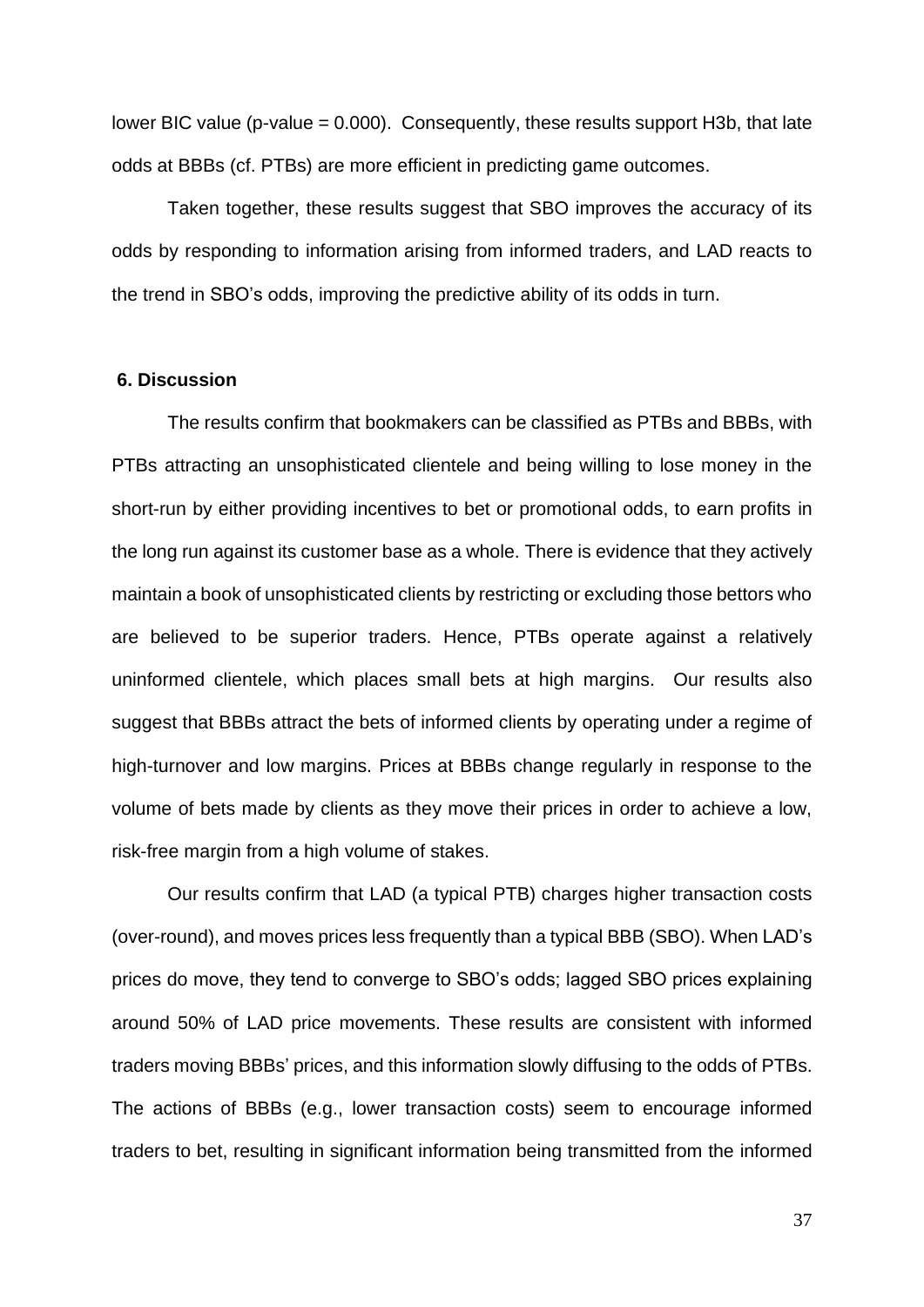lower BIC value (p-value = 0.000). Consequently, these results support H3b, that late odds at BBBs (cf. PTBs) are more efficient in predicting game outcomes.

Taken together, these results suggest that SBO improves the accuracy of its odds by responding to information arising from informed traders, and LAD reacts to the trend in SBO's odds, improving the predictive ability of its odds in turn.

## 6. Discussion

The results confirm that bookmakers can be classified as PTBs and BBBs, with PTBs attracting an unsophisticated clientele and being willing to lose money in the short-run by either providing incentives to bet or promotional odds, to earn profits in the long run against its customer base as a whole. There is evidence that they actively maintain a book of unsophisticated clients by restricting or excluding those bettors who are believed to be superior traders. Hence, PTBs operate against a relatively uninformed clientele, which places small bets at high margins. Our results also suggest that BBBs attract the bets of informed clients by operating under a regime of high-turnover and low margins. Prices at BBBs change regularly in response to the volume of bets made by clients as they move their prices in order to achieve a low, risk-free margin from a high volume of stakes.

Our results confirm that LAD (a typical PTB) charges higher transaction costs (over-round), and moves prices less frequently than a typical BBB (SBO). When LAD's prices do move, they tend to converge to SBO's odds; lagged SBO prices explaining around 50% of LAD price movements. These results are consistent with informed traders moving BBBs' prices, and this information slowly diffusing to the odds of PTBs. The actions of BBBs (e.g., lower transaction costs) seem to encourage informed traders to bet, resulting in significant information being transmitted from the informed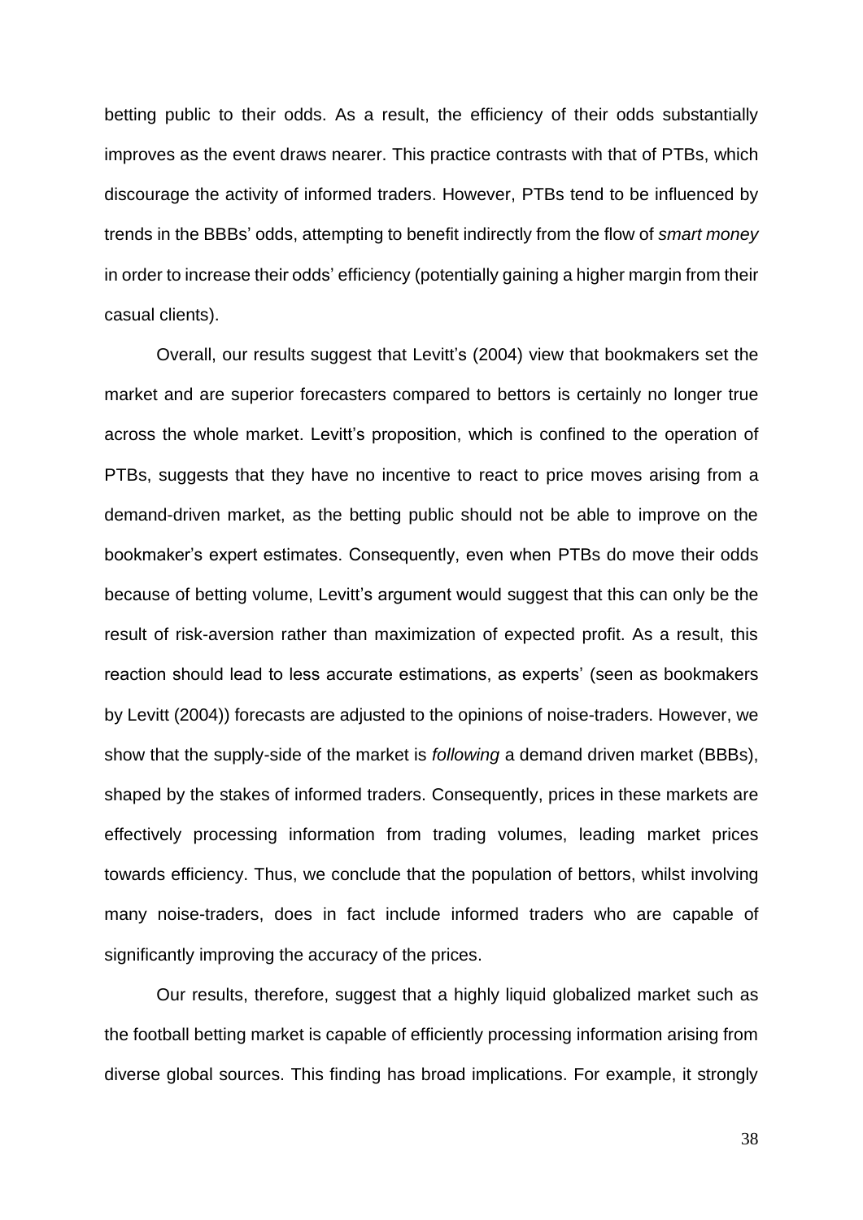betting public to their odds. As a result, the efficiency of their odds substantially improves as the event draws nearer. This practice contrasts with that of PTBs, which discourage the activity of informed traders. However, PTBs tend to be influenced by trends in the BBBs' odds, attempting to benefit indirectly from the flow of *smart money* in order to increase their odds' efficiency (potentially gaining a higher margin from their casual clients).

Overall, our results suggest that Levitt's (2004) view that bookmakers set the market and are superior forecasters compared to bettors is certainly no longer true across the whole market. Levitt's proposition, which is confined to the operation of PTBs, suggests that they have no incentive to react to price moves arising from a demand-driven market, as the betting public should not be able to improve on the bookmaker's expert estimates. Consequently, even when PTBs do move their odds because of betting volume, Levitt's argument would suggest that this can only be the result of risk-aversion rather than maximization of expected profit. As a result, this reaction should lead to less accurate estimations, as experts' (seen as bookmakers by Levitt (2004)) forecasts are adjusted to the opinions of noise-traders. However, we show that the supply-side of the market is *following* a demand driven market (BBBs), shaped by the stakes of informed traders. Consequently, prices in these markets are effectively processing information from trading volumes, leading market prices towards efficiency. Thus, we conclude that the population of bettors, whilst involving many noise-traders, does in fact include informed traders who are capable of significantly improving the accuracy of the prices.

Our results, therefore, suggest that a highly liquid globalized market such as the football betting market is capable of efficiently processing information arising from diverse global sources. This finding has broad implications. For example, it strongly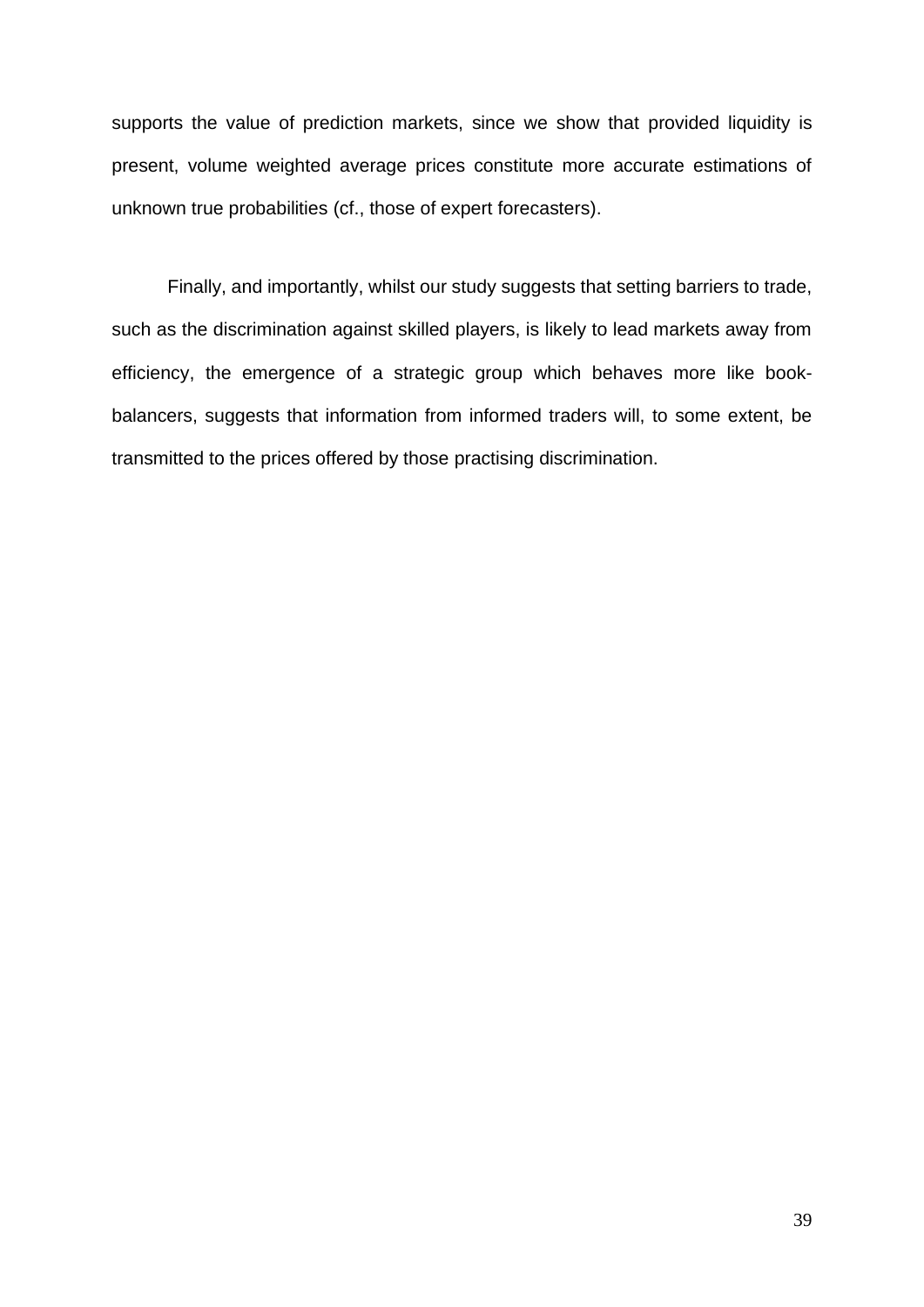supports the value of prediction markets, since we show that provided liquidity is present, volume weighted average prices constitute more accurate estimations of unknown true probabilities (cf., those of expert forecasters).

Finally, and importantly, whilst our study suggests that setting barriers to trade, such as the discrimination against skilled players, is likely to lead markets away from efficiency, the emergence of a strategic group which behaves more like book-balancers, suggests that information from informed traders will, to some extent, be transmitted to the prices offered by those practising discrimination.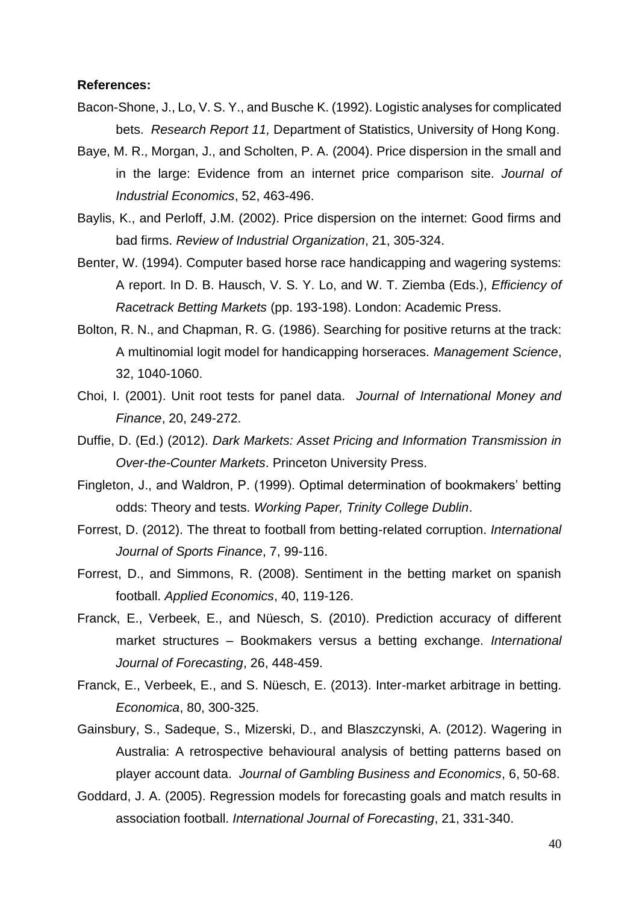**References:**

Bacon-Shone, J., Lo, V. S. Y., and Busche K. (1992). Logistic analyses for complicated bets. *Research Report 11,* Department of Statistics, University of Hong Kong.

Baye, M. R., Morgan, J., and Scholten, P. A. (2004). Price dispersion in the small and in the large: Evidence from an internet price comparison site. *Journal of Industrial Economics*, 52, 463-496.

Baylis, K., and Perloff, J.M. (2002). Price dispersion on the internet: Good firms and bad firms. *Review of Industrial Organization*, 21, 305-324.

Benter, W. (1994). Computer based horse race handicapping and wagering systems: A report. In D. B. Hausch, V. S. Y. Lo, and W. T. Ziemba (Eds.), *Efficiency of Racetrack Betting Markets* (pp. 193-198). London: Academic Press.

Bolton, R. N., and Chapman, R. G. (1986). Searching for positive returns at the track: A multinomial logit model for handicapping horseraces. *Management Science*, 32, 1040-1060.

Choi, I. (2001). Unit root tests for panel data. *Journal of International Money and Finance*, 20, 249-272.

Duffie, D. (Ed.) (2012). *Dark Markets: Asset Pricing and Information Transmission in Over-the-Counter Markets*. Princeton University Press.

Fingleton, J., and Waldron, P. (1999). Optimal determination of bookmakers' betting odds: Theory and tests. *Working Paper, Trinity College Dublin*.

Forrest, D. (2012). The threat to football from betting-related corruption. *International Journal of Sports Finance*, 7, 99-116.

Forrest, D., and Simmons, R. (2008). Sentiment in the betting market on spanish football. *Applied Economics*, 40, 119-126.

Franck, E., Verbeek, E., and Nüesch, S. (2010). Prediction accuracy of different market structures – Bookmakers versus a betting exchange. *International Journal of Forecasting*, 26, 448-459.

Franck, E., Verbeek, E., and S. Nüesch, E. (2013). Inter-market arbitrage in betting. *Economica*, 80, 300-325.

Gainsbury, S., Sadeque, S., Mizerski, D., and Blaszczynski, A. (2012). Wagering in Australia: A retrospective behavioural analysis of betting patterns based on player account data. *Journal of Gambling Business and Economics*, 6, 50-68.

Goddard, J. A. (2005). Regression models for forecasting goals and match results in association football. *International Journal of Forecasting*, 21, 331-340.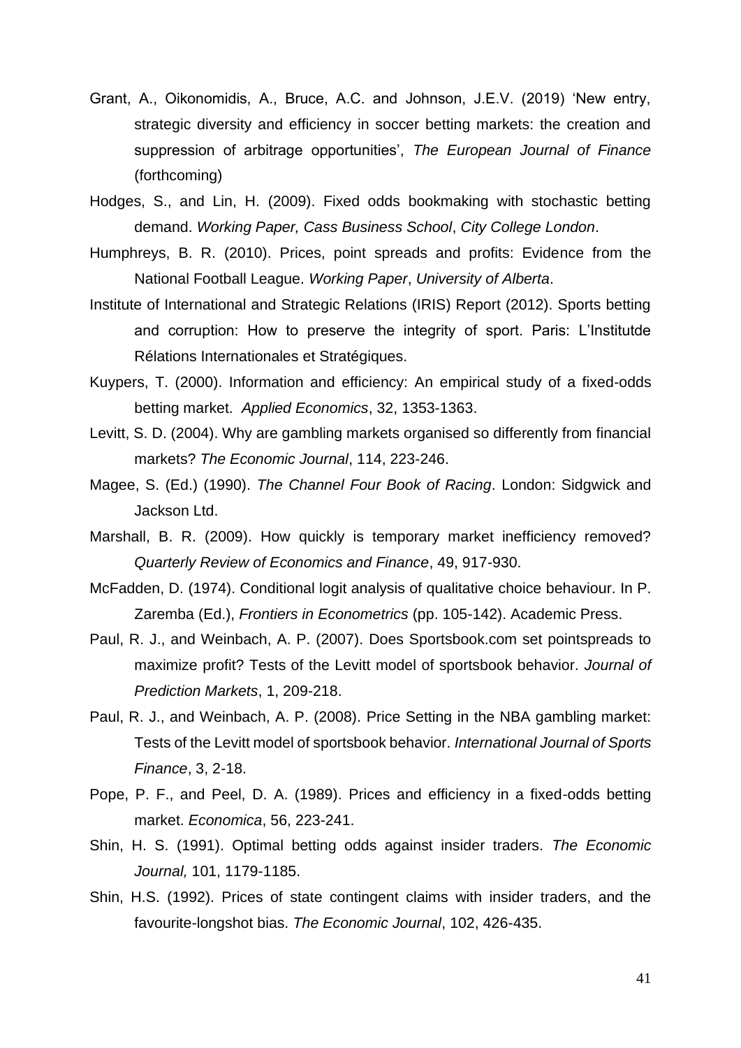Grant, A., Oikonomidis, A., Bruce, A.C. and Johnson, J.E.V. (2019) 'New entry, strategic diversity and efficiency in soccer betting markets: the creation and suppression of arbitrage opportunities', *The European Journal of Finance* (forthcoming)

Hodges, S., and Lin, H. (2009). Fixed odds bookmaking with stochastic betting demand. *Working Paper, Cass Business School*, *City College London*.

Humphreys, B. R. (2010). Prices, point spreads and profits: Evidence from the National Football League. *Working Paper*, *University of Alberta*.

Institute of International and Strategic Relations (IRIS) Report (2012). Sports betting and corruption: How to preserve the integrity of sport. Paris: L'Institutde Rélations Internationales et Stratégiques.

Kuypers, T. (2000). Information and efficiency: An empirical study of a fixed-odds betting market. *Applied Economics*, 32, 1353-1363.

Levitt, S. D. (2004). Why are gambling markets organised so differently from financial markets? *The Economic Journal*, 114, 223-246.

Magee, S. (Ed.) (1990). *The Channel Four Book of Racing*. London: Sidgwick and Jackson Ltd.

Marshall, B. R. (2009). How quickly is temporary market inefficiency removed? *Quarterly Review of Economics and Finance*, 49, 917-930.

McFadden, D. (1974). Conditional logit analysis of qualitative choice behaviour. In P. Zaremba (Ed.), *Frontiers in Econometrics* (pp. 105-142). Academic Press.

Paul, R. J., and Weinbach, A. P. (2007). Does Sportsbook.com set pointspreads to maximize profit? Tests of the Levitt model of sportsbook behavior. *Journal of Prediction Markets*, 1, 209-218.

Paul, R. J., and Weinbach, A. P. (2008). Price Setting in the NBA gambling market: Tests of the Levitt model of sportsbook behavior. *International Journal of Sports Finance*, 3, 2-18.

Pope, P. F., and Peel, D. A. (1989). Prices and efficiency in a fixed-odds betting market. *Economica*, 56, 223-241.

Shin, H. S. (1991). Optimal betting odds against insider traders. *The Economic Journal,* 101, 1179-1185.

Shin, H.S. (1992). Prices of state contingent claims with insider traders, and the favourite-longshot bias. *The Economic Journal*, 102, 426-435.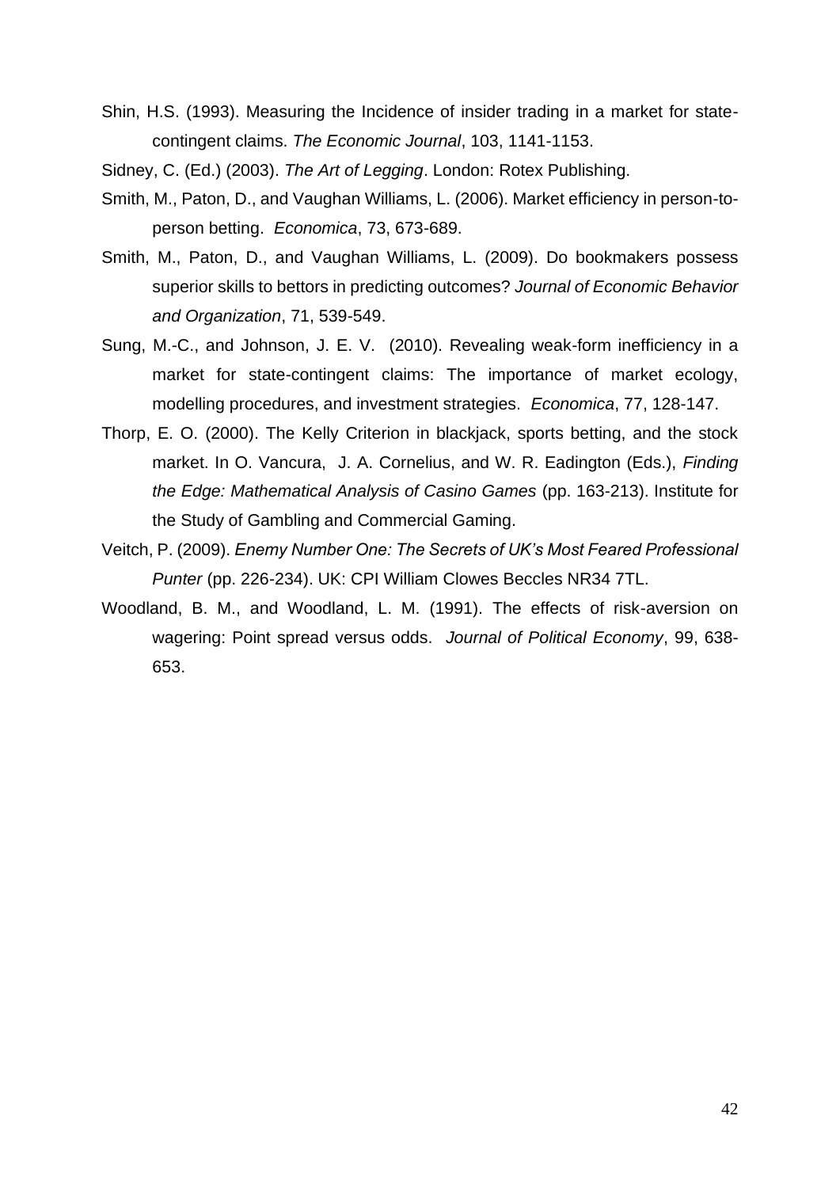Shin, H.S. (1993). Measuring the Incidence of insider trading in a market for state-contingent claims. *The Economic Journal*, 103, 1141-1153.

Sidney, C. (Ed.) (2003). *The Art of Legging*. London: Rotex Publishing.

Smith, M., Paton, D., and Vaughan Williams, L. (2006). Market efficiency in person-to-person betting. *Economica*, 73, 673-689.

Smith, M., Paton, D., and Vaughan Williams, L. (2009). Do bookmakers possess superior skills to bettors in predicting outcomes? *Journal of Economic Behavior and Organization*, 71, 539-549.

Sung, M.-C., and Johnson, J. E. V. (2010). Revealing weak-form inefficiency in a market for state-contingent claims: The importance of market ecology, modelling procedures, and investment strategies. *Economica*, 77, 128-147.

Thorp, E. O. (2000). The Kelly Criterion in blackjack, sports betting, and the stock market. In O. Vancura, J. A. Cornelius, and W. R. Eadington (Eds.), *Finding the Edge: Mathematical Analysis of Casino Games* (pp. 163-213). Institute for the Study of Gambling and Commercial Gaming.

Veitch, P. (2009). *Enemy Number One: The Secrets of UK's Most Feared Professional Punter* (pp. 226-234). UK: CPI William Clowes Beccles NR34 7TL.

Woodland, B. M., and Woodland, L. M. (1991). The effects of risk-aversion on wagering: Point spread versus odds. *Journal of Political Economy*, 99, 638-653.